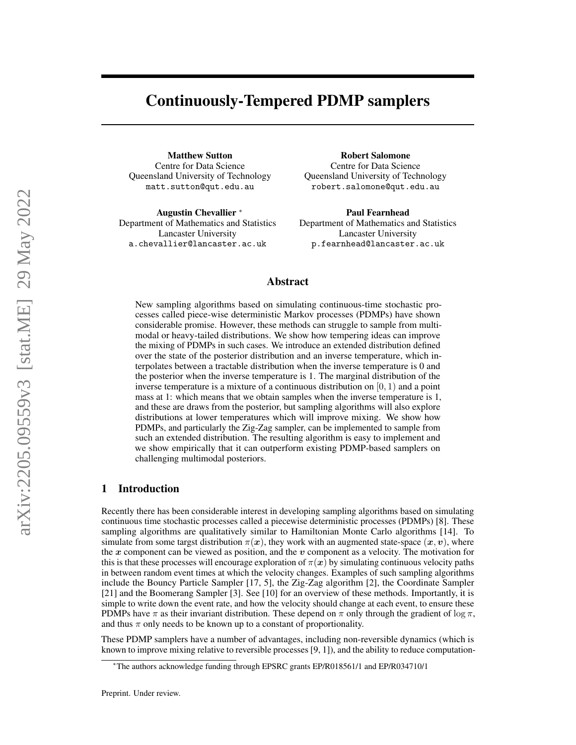# Continuously-Tempered PDMP samplers

**Matthew Sutton**
Centre for Data Science
Queensland University of Technology
matt.sutton@qut.edu.au

**Robert Salomone**
Centre for Data Science
Queensland University of Technology
robert.salomone@qut.edu.au

**Augustin Chevallier** [*]
Department of Mathematics and Statistics
Lancaster University
a.chevallier@lancaster.ac.uk

**Paul Fearnhead**
Department of Mathematics and Statistics
Lancaster University
p.fearnhead@lancaster.ac.uk

## Abstract

New sampling algorithms based on simulating continuous-time stochastic processes called piece-wise deterministic Markov processes (PDMPs) have shown considerable promise. However, these methods can struggle to sample from multi-modal or heavy-tailed distributions. We show how tempering ideas can improve the mixing of PDMPs in such cases. We introduce an extended distribution defined over the state of the posterior distribution and an inverse temperature, which interpolates between a tractable distribution when the inverse temperature is 0 and the posterior when the inverse temperature is 1. The marginal distribution of the inverse temperature is a mixture of a continuous distribution on $[0, 1)$ and a point mass at 1: which means that we obtain samples when the inverse temperature is 1, and these are draws from the posterior, but sampling algorithms will also explore distributions at lower temperatures which will improve mixing. We show how PDMPs, and particularly the Zig-Zag sampler, can be implemented to sample from such an extended distribution. The resulting algorithm is easy to implement and we show empirically that it can outperform existing PDMP-based samplers on challenging multimodal posteriors.

## 1 Introduction

Recently there has been considerable interest in developing sampling algorithms based on simulating continuous time stochastic processes called a piecewise deterministic processes (PDMPs) [8]. These sampling algorithms are qualitatively similar to Hamiltonian Monte Carlo algorithms [14]. To simulate from some targst distribution $\pi(\boldsymbol{x})$, they work with an augmented state-space $(\boldsymbol{x}, \boldsymbol{v})$, where the $\boldsymbol{x}$ component can be viewed as position, and the $\boldsymbol{v}$ component as a velocity. The motivation for this is that these processes will encourage exploration of $\pi(\boldsymbol{x})$ by simulating continuous velocity paths in between random event times at which the velocity changes. Examples of such sampling algorithms include the Bouncy Particle Sampler [17, 5], the Zig-Zag algorithm [2], the Coordinate Sampler [21] and the Boomerang Sampler [3]. See [10] for an overview of these methods. Importantly, it is simple to write down the event rate, and how the velocity should change at each event, to ensure these PDMPs have $\pi$ as their invariant distribution. These depend on $\pi$ only through the gradient of $\log \pi$, and thus $\pi$ only needs to be known up to a constant of proportionality.

These PDMP samplers have a number of advantages, including non-reversible dynamics (which is known to improve mixing relative to reversible processes [9, 1]), and the ability to reduce computation-

[*] The authors acknowledge funding through EPSRC grants EP/R018561/1 and EP/R034710/1

Preprint. Under review.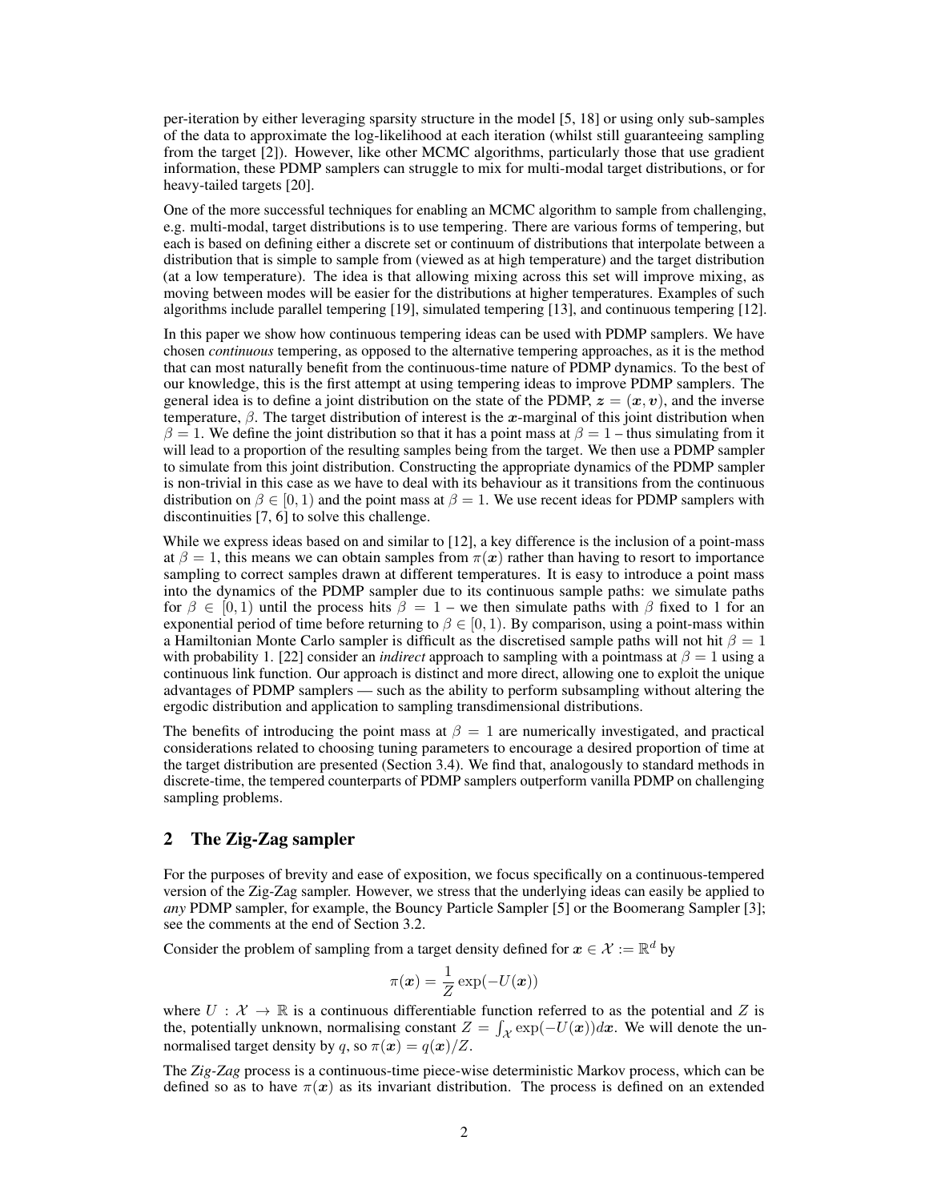per-iteration by either leveraging sparsity structure in the model [5, 18] or using only sub-samples of the data to approximate the log-likelihood at each iteration (whilst still guaranteeing sampling from the target [2]). However, like other MCMC algorithms, particularly those that use gradient information, these PDMP samplers can struggle to mix for multi-modal target distributions, or for heavy-tailed targets [20].

One of the more successful techniques for enabling an MCMC algorithm to sample from challenging, e.g. multi-modal, target distributions is to use tempering. There are various forms of tempering, but each is based on defining either a discrete set or continuum of distributions that interpolate between a distribution that is simple to sample from (viewed as at high temperature) and the target distribution (at a low temperature). The idea is that allowing mixing across this set will improve mixing, as moving between modes will be easier for the distributions at higher temperatures. Examples of such algorithms include parallel tempering [19], simulated tempering [13], and continuous tempering [12].

In this paper we show how continuous tempering ideas can be used with PDMP samplers. We have chosen *continuous* tempering, as opposed to the alternative tempering approaches, as it is the method that can most naturally benefit from the continuous-time nature of PDMP dynamics. To the best of our knowledge, this is the first attempt at using tempering ideas to improve PDMP samplers. The general idea is to define a joint distribution on the state of the PDMP, $\boldsymbol{z} = (\boldsymbol{x}, \boldsymbol{v})$, and the inverse temperature, $\beta$. The target distribution of interest is the $\boldsymbol{x}$-marginal of this joint distribution when $\beta = 1$. We define the joint distribution so that it has a point mass at $\beta = 1$ – thus simulating from it will lead to a proportion of the resulting samples being from the target. We then use a PDMP sampler to simulate from this joint distribution. Constructing the appropriate dynamics of the PDMP sampler is non-trivial in this case as we have to deal with its behaviour as it transitions from the continuous distribution on $\beta \in [0, 1)$ and the point mass at $\beta = 1$. We use recent ideas for PDMP samplers with discontinuities [7, 6] to solve this challenge.

While we express ideas based on and similar to [12], a key difference is the inclusion of a point-mass at $\beta = 1$, this means we can obtain samples from $\pi(\boldsymbol{x})$ rather than having to resort to importance sampling to correct samples drawn at different temperatures. It is easy to introduce a point mass into the dynamics of the PDMP sampler due to its continuous sample paths: we simulate paths for $\beta \in [0, 1)$ until the process hits $\beta = 1$ – we then simulate paths with $\beta$ fixed to 1 for an exponential period of time before returning to $\beta \in [0, 1)$. By comparison, using a point-mass within a Hamiltonian Monte Carlo sampler is difficult as the discretised sample paths will not hit $\beta = 1$ with probability 1. [22] consider an *indirect* approach to sampling with a pointmass at $\beta = 1$ using a continuous link function. Our approach is distinct and more direct, allowing one to exploit the unique advantages of PDMP samplers — such as the ability to perform subsampling without altering the ergodic distribution and application to sampling transdimensional distributions.

The benefits of introducing the point mass at $\beta = 1$ are numerically investigated, and practical considerations related to choosing tuning parameters to encourage a desired proportion of time at the target distribution are presented (Section 3.4). We find that, analogously to standard methods in discrete-time, the tempered counterparts of PDMP samplers outperform vanilla PDMP on challenging sampling problems.

## 2 The Zig-Zag sampler

For the purposes of brevity and ease of exposition, we focus specifically on a continuous-tempered version of the Zig-Zag sampler. However, we stress that the underlying ideas can easily be applied to *any* PDMP sampler, for example, the Bouncy Particle Sampler [5] or the Boomerang Sampler [3]; see the comments at the end of Section 3.2.

Consider the problem of sampling from a target density defined for $\boldsymbol{x} \in \mathcal{X} := \mathbb{R}^d$ by

$$\pi(\boldsymbol{x}) = \frac{1}{Z} \exp(-U(\boldsymbol{x}))$$

where $U : \mathcal{X} \to \mathbb{R}$ is a continuous differentiable function referred to as the potential and $Z$ is the, potentially unknown, normalising constant $Z = \int_{\mathcal{X}} \exp(-U(\boldsymbol{x}))d\boldsymbol{x}$. We will denote the unnormalised target density by $q$, so $\pi(\boldsymbol{x}) = q(\boldsymbol{x})/Z$.

The *Zig-Zag* process is a continuous-time piece-wise deterministic Markov process, which can be defined so as to have $\pi(\boldsymbol{x})$ as its invariant distribution. The process is defined on an extended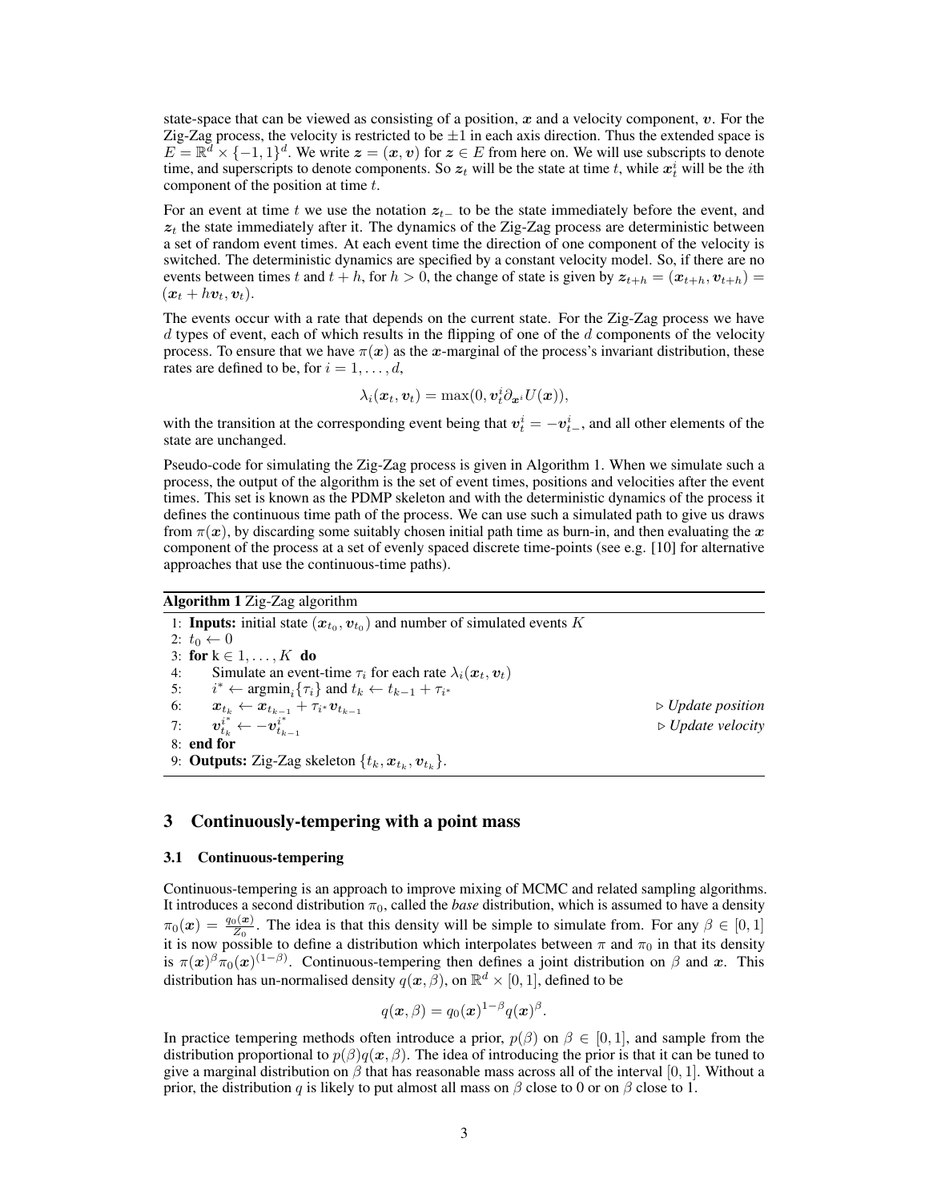state-space that can be viewed as consisting of a position, $\boldsymbol{x}$ and a velocity component, $\boldsymbol{v}$. For the Zig-Zag process, the velocity is restricted to be $\pm 1$ in each axis direction. Thus the extended space is $E = \mathbb{R}^d \times \{-1, 1\}^d$. We write $\boldsymbol{z} = (\boldsymbol{x}, \boldsymbol{v})$ for $\boldsymbol{z} \in E$ from here on. We will use subscripts to denote time, and superscripts to denote components. So $\boldsymbol{z}_t$ will be the state at time $t$, while $\boldsymbol{x}_t^i$ will be the $i$th component of the position at time $t$.

For an event at time $t$ we use the notation $\boldsymbol{z}_{t-}$ to be the state immediately before the event, and $\boldsymbol{z}_t$ the state immediately after it. The dynamics of the Zig-Zag process are deterministic between a set of random event times. At each event time the direction of one component of the velocity is switched. The deterministic dynamics are specified by a constant velocity model. So, if there are no events between times $t$ and $t+h$, for $h > 0$, the change of state is given by $\boldsymbol{z}_{t+h} = (\boldsymbol{x}_{t+h}, \boldsymbol{v}_{t+h}) = (\boldsymbol{x}_t + h\boldsymbol{v}_t, \boldsymbol{v}_t)$.

The events occur with a rate that depends on the current state. For the Zig-Zag process we have $d$ types of event, each of which results in the flipping of one of the $d$ components of the velocity process. To ensure that we have $\pi(\boldsymbol{x})$ as the $\boldsymbol{x}$-marginal of the process's invariant distribution, these rates are defined to be, for $i = 1, \ldots, d$,

$$\lambda_i(\boldsymbol{x}_t, \boldsymbol{v}_t) = \max(0, \boldsymbol{v}_t^i \partial_{\boldsymbol{x}^i} U(\boldsymbol{x})),$$

with the transition at the corresponding event being that $\boldsymbol{v}_t^i = -\boldsymbol{v}_{t-}^i$, and all other elements of the state are unchanged.

Pseudo-code for simulating the Zig-Zag process is given in Algorithm 1. When we simulate such a process, the output of the algorithm is the set of event times, positions and velocities after the event times. This set is known as the PDMP skeleton and with the deterministic dynamics of the process it defines the continuous time path of the process. We can use such a simulated path to give us draws from $\pi(\boldsymbol{x})$, by discarding some suitably chosen initial path time as burn-in, and then evaluating the $\boldsymbol{x}$ component of the process at a set of evenly spaced discrete time-points (see e.g. [10] for alternative approaches that use the continuous-time paths).

**Algorithm 1** Zig-Zag algorithm

1: **Inputs:** initial state $(\boldsymbol{x}_{t_0}, \boldsymbol{v}_{t_0})$ and number of simulated events $K$
2: $t_0 \leftarrow 0$
3: **for** k $\in 1, \ldots, K$ **do**
4: Simulate an event-time $\tau_i$ for each rate $\lambda_i(\boldsymbol{x}_t, \boldsymbol{v}_t)$
5: $i^* \leftarrow \text{argmin}_i\{\tau_i\}$ and $t_k \leftarrow t_{k-1} + \tau_{i^*}$
6: $\boldsymbol{x}_{t_k} \leftarrow \boldsymbol{x}_{t_{k-1}} + \tau_{i^*} \boldsymbol{v}_{t_{k-1}}$ ▷ *Update position*
7: $\boldsymbol{v}_{t_k}^{i^*} \leftarrow -\boldsymbol{v}_{t_{k-1}}^{i^*}$ ▷ *Update velocity*
8: **end for**
9: **Outputs:** Zig-Zag skeleton $\{t_k, \boldsymbol{x}_{t_k}, \boldsymbol{v}_{t_k}\}$.

## 3 Continuously-tempering with a point mass

### 3.1 Continuous-tempering

Continuous-tempering is an approach to improve mixing of MCMC and related sampling algorithms. It introduces a second distribution $\pi_0$, called the *base* distribution, which is assumed to have a density $\pi_0(\boldsymbol{x}) = \frac{q_0(\boldsymbol{x})}{Z_0}$. The idea is that this density will be simple to simulate from. For any $\beta \in [0, 1]$ it is now possible to define a distribution which interpolates between $\pi$ and $\pi_0$ in that its density is $\pi(\boldsymbol{x})^\beta \pi_0(\boldsymbol{x})^{(1-\beta)}$. Continuous-tempering then defines a joint distribution on $\beta$ and $\boldsymbol{x}$. This distribution has un-normalised density $q(\boldsymbol{x}, \beta)$, on $\mathbb{R}^d \times [0, 1]$, defined to be

$$q(\boldsymbol{x}, \beta) = q_0(\boldsymbol{x})^{1-\beta} q(\boldsymbol{x})^\beta.$$

In practice tempering methods often introduce a prior, $p(\beta)$ on $\beta \in [0, 1]$, and sample from the distribution proportional to $p(\beta)q(\boldsymbol{x}, \beta)$. The idea of introducing the prior is that it can be tuned to give a marginal distribution on $\beta$ that has reasonable mass across all of the interval $[0, 1]$. Without a prior, the distribution $q$ is likely to put almost all mass on $\beta$ close to 0 or on $\beta$ close to 1.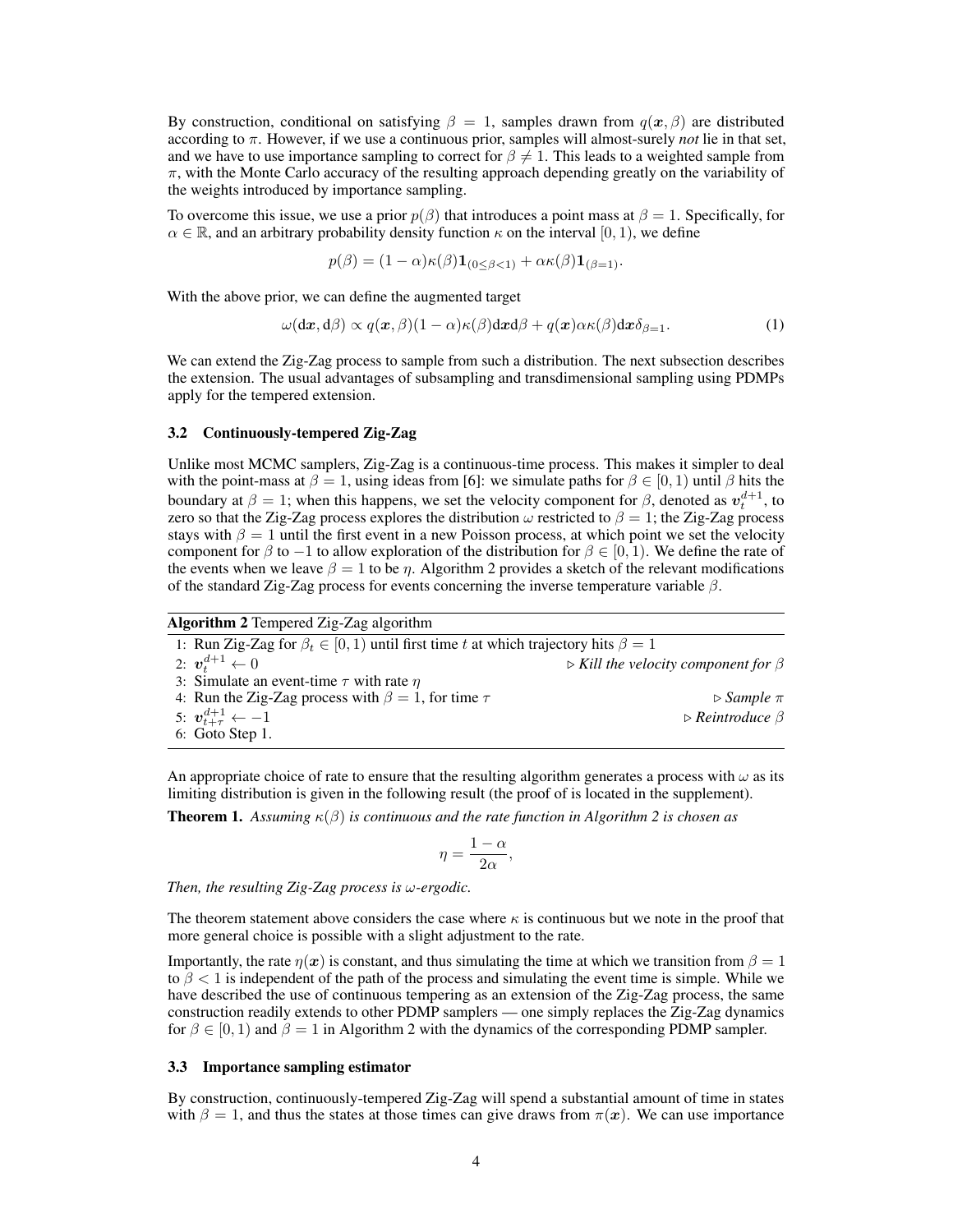By construction, conditional on satisfying $\beta = 1$, samples drawn from $q(\boldsymbol{x}, \beta)$ are distributed according to $\pi$. However, if we use a continuous prior, samples will almost-surely *not* lie in that set, and we have to use importance sampling to correct for $\beta \neq 1$. This leads to a weighted sample from $\pi$, with the Monte Carlo accuracy of the resulting approach depending greatly on the variability of the weights introduced by importance sampling.

To overcome this issue, we use a prior $p(\beta)$ that introduces a point mass at $\beta = 1$. Specifically, for $\alpha \in \mathbb{R}$, and an arbitrary probability density function $\kappa$ on the interval $[0, 1)$, we define

$$p(\beta) = (1 - \alpha)\kappa(\beta)\mathbf{1}_{(0 \leq \beta < 1)} + \alpha\kappa(\beta)\mathbf{1}_{(\beta = 1)}.$$

With the above prior, we can define the augmented target

$$\omega(\mathrm{d}\boldsymbol{x}, \mathrm{d}\beta) \propto q(\boldsymbol{x}, \beta)(1 - \alpha)\kappa(\beta)\mathrm{d}\boldsymbol{x}\mathrm{d}\beta + q(\boldsymbol{x})\alpha\kappa(\beta)\mathrm{d}\boldsymbol{x}\delta_{\beta=1}. \tag{1}$$

We can extend the Zig-Zag process to sample from such a distribution. The next subsection describes the extension. The usual advantages of subsampling and transdimensional sampling using PDMPs apply for the tempered extension.

### 3.2 Continuously-tempered Zig-Zag

Unlike most MCMC samplers, Zig-Zag is a continuous-time process. This makes it simpler to deal with the point-mass at $\beta = 1$, using ideas from [6]: we simulate paths for $\beta \in [0, 1)$ until $\beta$ hits the boundary at $\beta = 1$; when this happens, we set the velocity component for $\beta$, denoted as $\boldsymbol{v}_t^{d+1}$, to zero so that the Zig-Zag process explores the distribution $\omega$ restricted to $\beta = 1$; the Zig-Zag process stays with $\beta = 1$ until the first event in a new Poisson process, at which point we set the velocity component for $\beta$ to $-1$ to allow exploration of the distribution for $\beta \in [0, 1)$. We define the rate of the events when we leave $\beta = 1$ to be $\eta$. Algorithm 2 provides a sketch of the relevant modifications of the standard Zig-Zag process for events concerning the inverse temperature variable $\beta$.

**Algorithm 2** Tempered Zig-Zag algorithm

```
1: Run Zig-Zag for β_t ∈ [0, 1) until first time t at which trajectory hits β = 1
2: v_t^{d+1} ← 0                                  ▷ Kill the velocity component for β
3: Simulate an event-time τ with rate η
4: Run the Zig-Zag process with β = 1, for time τ                        ▷ Sample π
5: v_{t+τ}^{d+1} ← −1                                              ▷ Reintroduce β
6: Goto Step 1.
```

An appropriate choice of rate to ensure that the resulting algorithm generates a process with $\omega$ as its limiting distribution is given in the following result (the proof of is located in the supplement).

**Theorem 1.** *Assuming $\kappa(\beta)$ is continuous and the rate function in Algorithm 2 is chosen as*

$$\eta = \frac{1 - \alpha}{2\alpha},$$

*Then, the resulting Zig-Zag process is $\omega$-ergodic.*

The theorem statement above considers the case where $\kappa$ is continuous but we note in the proof that more general choice is possible with a slight adjustment to the rate.

Importantly, the rate $\eta(\boldsymbol{x})$ is constant, and thus simulating the time at which we transition from $\beta = 1$ to $\beta < 1$ is independent of the path of the process and simulating the event time is simple. While we have described the use of continuous tempering as an extension of the Zig-Zag process, the same construction readily extends to other PDMP samplers — one simply replaces the Zig-Zag dynamics for $\beta \in [0, 1)$ and $\beta = 1$ in Algorithm 2 with the dynamics of the corresponding PDMP sampler.

### 3.3 Importance sampling estimator

By construction, continuously-tempered Zig-Zag will spend a substantial amount of time in states with $\beta = 1$, and thus the states at those times can give draws from $\pi(\boldsymbol{x})$. We can use importance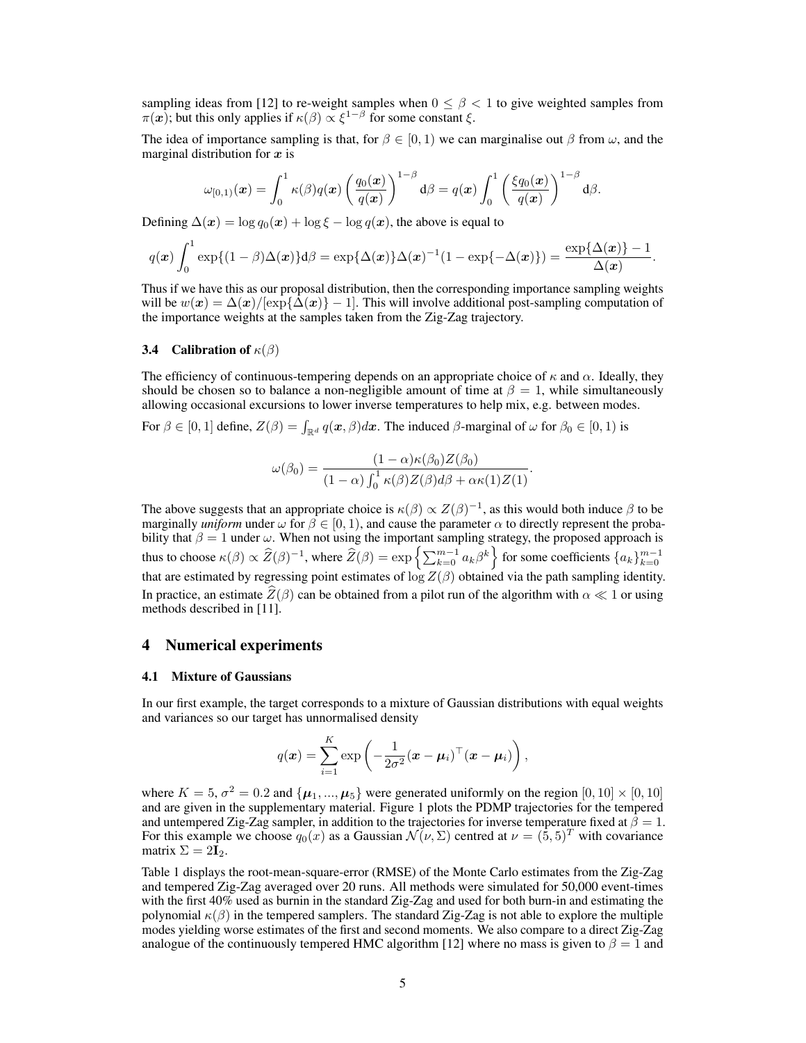sampling ideas from [12] to re-weight samples when $0 \le \beta < 1$ to give weighted samples from $\pi(\boldsymbol{x})$; but this only applies if $\kappa(\beta) \propto \xi^{1-\beta}$ for some constant $\xi$.

The idea of importance sampling is that, for $\beta \in [0, 1)$ we can marginalise out $\beta$ from $\omega$, and the marginal distribution for $\boldsymbol{x}$ is

$$\omega_{[0,1)}(\boldsymbol{x}) = \int_0^1 \kappa(\beta) q(\boldsymbol{x}) \left( \frac{q_0(\boldsymbol{x})}{q(\boldsymbol{x})} \right)^{1-\beta} \mathrm{d}\beta = q(\boldsymbol{x}) \int_0^1 \left( \frac{\xi q_0(\boldsymbol{x})}{q(\boldsymbol{x})} \right)^{1-\beta} \mathrm{d}\beta.$$

Defining $\Delta(\boldsymbol{x}) = \log q_0(\boldsymbol{x}) + \log \xi - \log q(\boldsymbol{x})$, the above is equal to

$$q(\boldsymbol{x}) \int_0^1 \exp\{(1-\beta)\Delta(\boldsymbol{x})\} \mathrm{d}\beta = \exp\{\Delta(\boldsymbol{x})\}\Delta(\boldsymbol{x})^{-1}(1 - \exp\{-\Delta(\boldsymbol{x})\}) = \frac{\exp\{\Delta(\boldsymbol{x})\} - 1}{\Delta(\boldsymbol{x})}.$$

Thus if we have this as our proposal distribution, then the corresponding importance sampling weights will be $w(\boldsymbol{x}) = \Delta(\boldsymbol{x})/[\exp\{\Delta(\boldsymbol{x})\} - 1]$. This will involve additional post-sampling computation of the importance weights at the samples taken from the Zig-Zag trajectory.

### 3.4 Calibration of $\kappa(\beta)$

The efficiency of continuous-tempering depends on an appropriate choice of $\kappa$ and $\alpha$. Ideally, they should be chosen so to balance a non-negligible amount of time at $\beta = 1$, while simultaneously allowing occasional excursions to lower inverse temperatures to help mix, e.g. between modes.

For $\beta \in [0, 1]$ define, $Z(\beta) = \int_{\mathbb{R}^d} q(\boldsymbol{x}, \beta) d\boldsymbol{x}$. The induced $\beta$-marginal of $\omega$ for $\beta_0 \in [0, 1)$ is

$$\omega(\beta_0) = \frac{(1-\alpha)\kappa(\beta_0) Z(\beta_0)}{(1-\alpha)\int_0^1 \kappa(\beta) Z(\beta) d\beta + \alpha \kappa(1) Z(1)}.$$

The above suggests that an appropriate choice is $\kappa(\beta) \propto Z(\beta)^{-1}$, as this would both induce $\beta$ to be marginally *uniform* under $\omega$ for $\beta \in [0, 1)$, and cause the parameter $\alpha$ to directly represent the probability that $\beta = 1$ under $\omega$. When not using the important sampling strategy, the proposed approach is thus to choose $\kappa(\beta) \propto \widehat{Z}(\beta)^{-1}$, where $\widehat{Z}(\beta) = \exp\left\{ \sum_{k=0}^{m-1} a_k \beta^k \right\}$ for some coefficients $\{a_k\}_{k=0}^{m-1}$ that are estimated by regressing point estimates of $\log Z(\beta)$ obtained via the path sampling identity. In practice, an estimate $\widehat{Z}(\beta)$ can be obtained from a pilot run of the algorithm with $\alpha \ll 1$ or using methods described in [11].

## 4 Numerical experiments

### 4.1 Mixture of Gaussians

In our first example, the target corresponds to a mixture of Gaussian distributions with equal weights and variances so our target has unnormalised density

$$q(\boldsymbol{x}) = \sum_{i=1}^{K} \exp\left( -\frac{1}{2\sigma^2} (\boldsymbol{x} - \boldsymbol{\mu}_i)^\top (\boldsymbol{x} - \boldsymbol{\mu}_i) \right),$$

where $K = 5$, $\sigma^2 = 0.2$ and $\{\boldsymbol{\mu}_1, ..., \boldsymbol{\mu}_5\}$ were generated uniformly on the region $[0, 10] \times [0, 10]$ and are given in the supplementary material. Figure 1 plots the PDMP trajectories for the tempered and untempered Zig-Zag sampler, in addition to the trajectories for inverse temperature fixed at $\beta = 1$. For this example we choose $q_0(x)$ as a Gaussian $\mathcal{N}(\nu, \Sigma)$ centred at $\nu = (5, 5)^T$ with covariance matrix $\Sigma = 2\mathbf{I}_2$.

Table 1 displays the root-mean-square-error (RMSE) of the Monte Carlo estimates from the Zig-Zag and tempered Zig-Zag averaged over 20 runs. All methods were simulated for 50,000 event-times with the first 40% used as burnin in the standard Zig-Zag and used for both burn-in and estimating the polynomial $\kappa(\beta)$ in the tempered samplers. The standard Zig-Zag is not able to explore the multiple modes yielding worse estimates of the first and second moments. We also compare to a direct Zig-Zag analogue of the continuously tempered HMC algorithm [12] where no mass is given to $\beta = 1$ and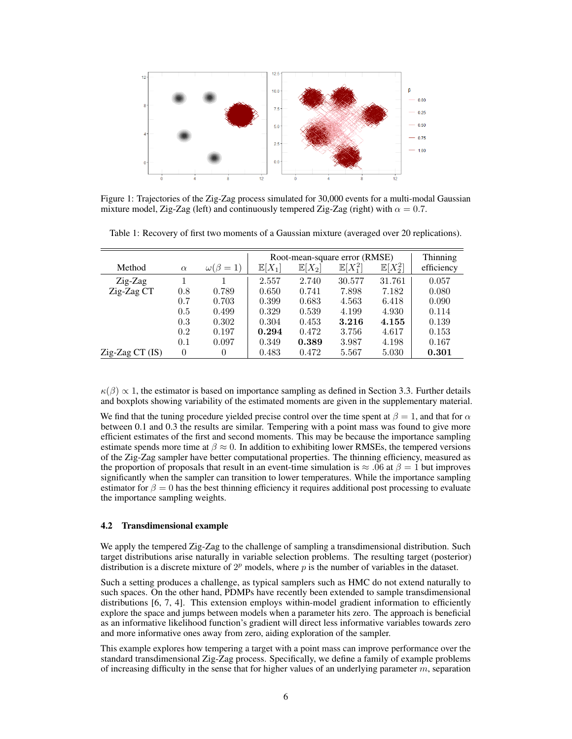12
8
4
0
0
4
8
12

12.5
10.0
7.5
5.0
2.5
0.0
0
4
8
12

β
0.00
0.25
0.50
0.75
1.00

Figure 1: Trajectories of the Zig-Zag process simulated for 30,000 events for a multi-modal Gaussian mixture model, Zig-Zag (left) and continuously tempered Zig-Zag (right) with $\alpha = 0.7$.

Table 1: Recovery of first two moments of a Gaussian mixture (averaged over 20 replications).

| Method | $\alpha$ | $\omega(\beta = 1)$ | Root-mean-square error (RMSE) | | | | Thinning efficiency |
|---|---|---|---|---|---|---|---|
| | | | $\mathbb{E}[X_1]$ | $\mathbb{E}[X_2]$ | $\mathbb{E}[X_1^2]$ | $\mathbb{E}[X_2^2]$ | |
| Zig-Zag | 1 | 1 | 2.557 | 2.740 | 30.577 | 31.761 | 0.057 |
| Zig-Zag CT | 0.8 | 0.789 | 0.650 | 0.741 | 7.898 | 7.182 | 0.080 |
| | 0.7 | 0.703 | 0.399 | 0.683 | 4.563 | 6.418 | 0.090 |
| | 0.5 | 0.499 | 0.329 | 0.539 | 4.199 | 4.930 | 0.114 |
| | 0.3 | 0.302 | 0.304 | 0.453 | **3.216** | **4.155** | 0.139 |
| | 0.2 | 0.197 | **0.294** | 0.472 | 3.756 | 4.617 | 0.153 |
| | 0.1 | 0.097 | 0.349 | **0.389** | 3.987 | 4.198 | 0.167 |
| Zig-Zag CT (IS) | 0 | 0 | 0.483 | 0.472 | 5.567 | 5.030 | **0.301** |

$\kappa(\beta) \propto 1$, the estimator is based on importance sampling as defined in Section 3.3. Further details and boxplots showing variability of the estimated moments are given in the supplementary material.

We find that the tuning procedure yielded precise control over the time spent at $\beta = 1$, and that for $\alpha$ between 0.1 and 0.3 the results are similar. Tempering with a point mass was found to give more efficient estimates of the first and second moments. This may be because the importance sampling estimate spends more time at $\beta \approx 0$. In addition to exhibiting lower RMSEs, the tempered versions of the Zig-Zag sampler have better computational properties. The thinning efficiency, measured as the proportion of proposals that result in an event-time simulation is $\approx .06$ at $\beta = 1$ but improves significantly when the sampler can transition to lower temperatures. While the importance sampling estimator for $\beta = 0$ has the best thinning efficiency it requires additional post processing to evaluate the importance sampling weights.

### 4.2 Transdimensional example

We apply the tempered Zig-Zag to the challenge of sampling a transdimensional distribution. Such target distributions arise naturally in variable selection problems. The resulting target (posterior) distribution is a discrete mixture of $2^p$ models, where $p$ is the number of variables in the dataset.

Such a setting produces a challenge, as typical samplers such as HMC do not extend naturally to such spaces. On the other hand, PDMPs have recently been extended to sample transdimensional distributions [6, 7, 4]. This extension employs within-model gradient information to efficiently explore the space and jumps between models when a parameter hits zero. The approach is beneficial as an informative likelihood function's gradient will direct less informative variables towards zero and more informative ones away from zero, aiding exploration of the sampler.

This example explores how tempering a target with a point mass can improve performance over the standard transdimensional Zig-Zag process. Specifically, we define a family of example problems of increasing difficulty in the sense that for higher values of an underlying parameter $m$, separation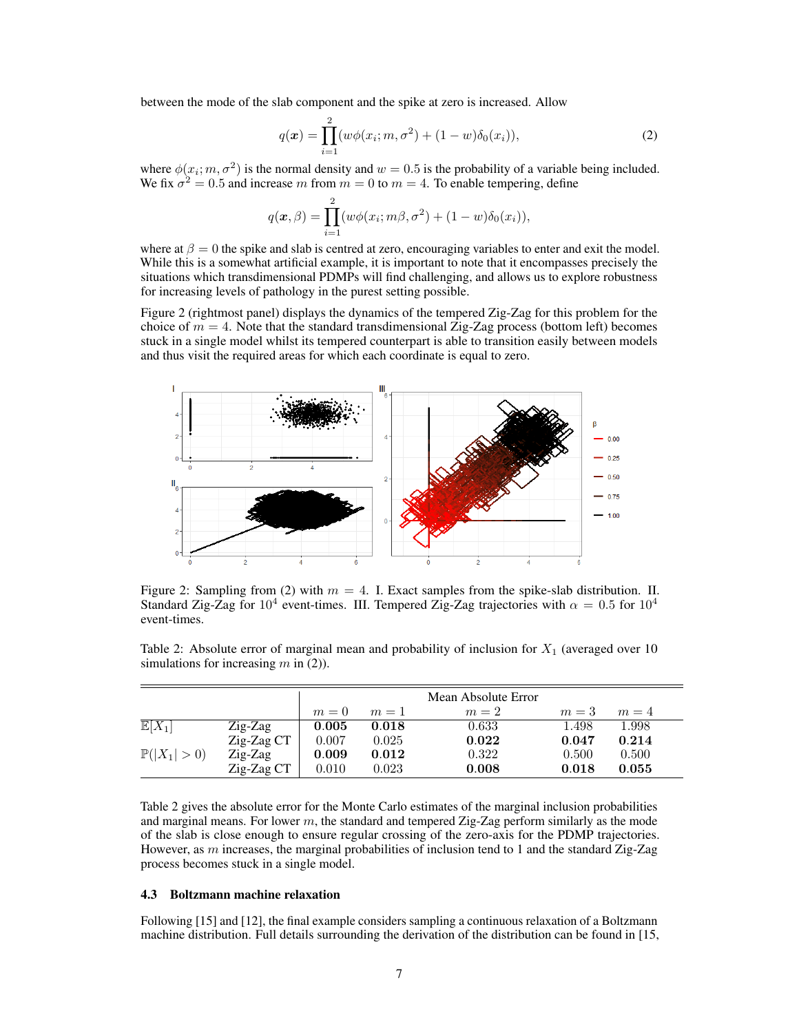between the mode of the slab component and the spike at zero is increased. Allow

$$q(\boldsymbol{x}) = \prod_{i=1}^{2} (w\phi(x_i; m, \sigma^2) + (1-w)\delta_0(x_i)), \tag{2}$$

where $\phi(x_i; m, \sigma^2)$ is the normal density and $w = 0.5$ is the probability of a variable being included. We fix $\sigma^2 = 0.5$ and increase $m$ from $m = 0$ to $m = 4$. To enable tempering, define

$$q(\boldsymbol{x}, \beta) = \prod_{i=1}^{2} (w\phi(x_i; m\beta, \sigma^2) + (1-w)\delta_0(x_i)),$$

where at $\beta = 0$ the spike and slab is centred at zero, encouraging variables to enter and exit the model. While this is a somewhat artificial example, it is important to note that it encompasses precisely the situations which transdimensional PDMPs will find challenging, and allows us to explore robustness for increasing levels of pathology in the purest setting possible.

Figure 2 (rightmost panel) displays the dynamics of the tempered Zig-Zag for this problem for the choice of $m = 4$. Note that the standard transdimensional Zig-Zag process (bottom left) becomes stuck in a single model whilst its tempered counterpart is able to transition easily between models and thus visit the required areas for which each coordinate is equal to zero.

I

II

III

β

0.00

0.25

0.50

0.75

1.00

Figure 2: Sampling from (2) with $m = 4$. I. Exact samples from the spike-slab distribution. II. Standard Zig-Zag for $10^4$ event-times. III. Tempered Zig-Zag trajectories with $\alpha = 0.5$ for $10^4$ event-times.

Table 2: Absolute error of marginal mean and probability of inclusion for $X_1$ (averaged over 10 simulations for increasing $m$ in (2)).

| | | Mean Absolute Error | | | | |
|---|---|---|---|---|---|---|
| | | $m=0$ | $m=1$ | $m=2$ | $m=3$ | $m=4$ |
| $\mathbb{E}[X_1]$ | Zig-Zag | **0.005** | **0.018** | 0.633 | 1.498 | 1.998 |
| | Zig-Zag CT | 0.007 | 0.025 | **0.022** | **0.047** | **0.214** |
| $\mathbb{P}(\lvert X_1\rvert > 0)$ | Zig-Zag | **0.009** | **0.012** | 0.322 | 0.500 | 0.500 |
| | Zig-Zag CT | 0.010 | 0.023 | **0.008** | **0.018** | **0.055** |

Table 2 gives the absolute error for the Monte Carlo estimates of the marginal inclusion probabilities and marginal means. For lower $m$, the standard and tempered Zig-Zag perform similarly as the mode of the slab is close enough to ensure regular crossing of the zero-axis for the PDMP trajectories. However, as $m$ increases, the marginal probabilities of inclusion tend to 1 and the standard Zig-Zag process becomes stuck in a single model.

### 4.3 Boltzmann machine relaxation

Following [15] and [12], the final example considers sampling a continuous relaxation of a Boltzmann machine distribution. Full details surrounding the derivation of the distribution can be found in [15,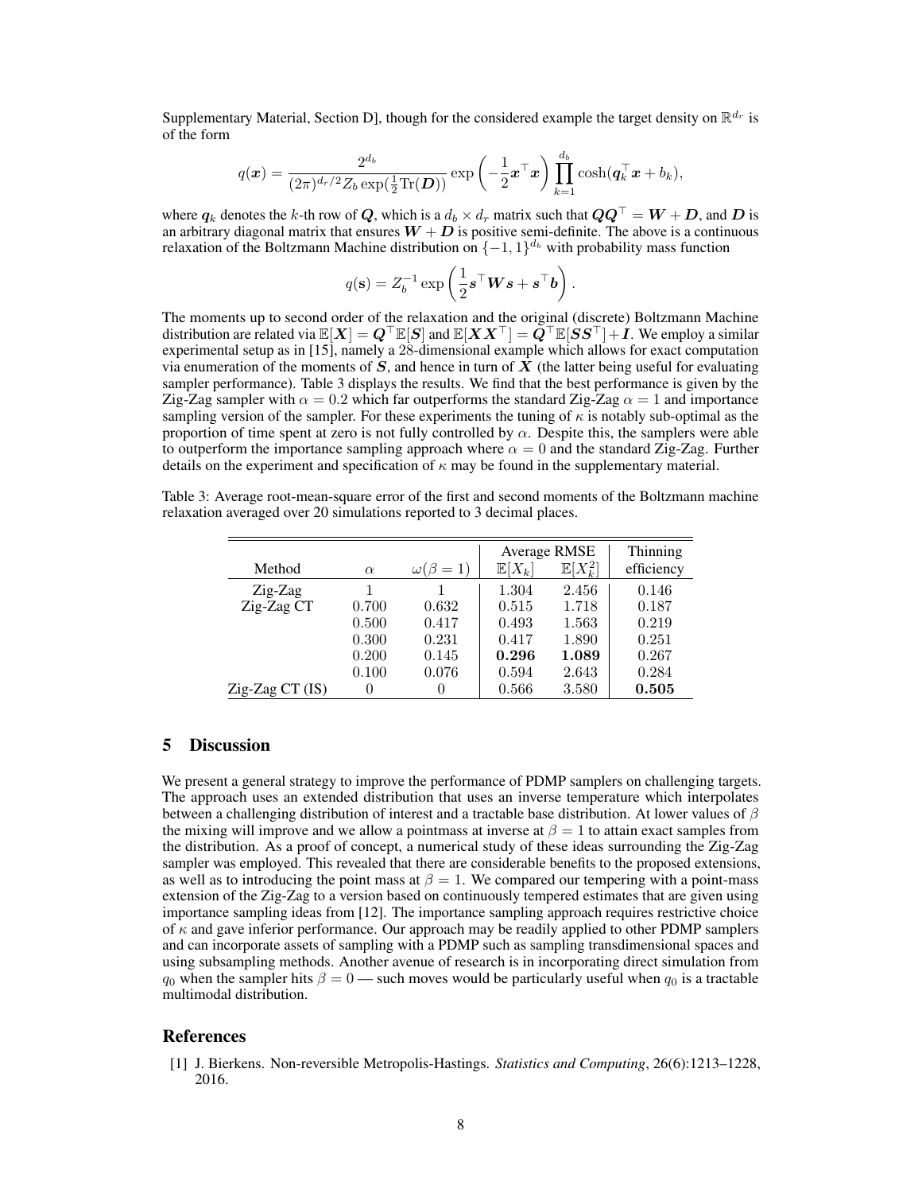Supplementary Material, Section D], though for the considered example the target density on $\mathbb{R}^{d_r}$ is of the form

$$q(\boldsymbol{x}) = \frac{2^{d_b}}{(2\pi)^{d_r/2} Z_b \exp(\frac{1}{2}\mathrm{Tr}(\boldsymbol{D}))} \exp\left(-\frac{1}{2}\boldsymbol{x}^\top \boldsymbol{x}\right) \prod_{k=1}^{d_b} \cosh(\boldsymbol{q}_k^\top \boldsymbol{x} + b_k),$$

where $\boldsymbol{q}_k$ denotes the $k$-th row of $\boldsymbol{Q}$, which is a $d_b \times d_r$ matrix such that $\boldsymbol{Q}\boldsymbol{Q}^\top = \boldsymbol{W} + \boldsymbol{D}$, and $\boldsymbol{D}$ is an arbitrary diagonal matrix that ensures $\boldsymbol{W} + \boldsymbol{D}$ is positive semi-definite. The above is a continuous relaxation of the Boltzmann Machine distribution on $\{-1, 1\}^{d_b}$ with probability mass function

$$q(\mathbf{s}) = Z_b^{-1} \exp\left(\frac{1}{2}\boldsymbol{s}^\top \boldsymbol{W} \boldsymbol{s} + \boldsymbol{s}^\top \boldsymbol{b}\right).$$

The moments up to second order of the relaxation and the original (discrete) Boltzmann Machine distribution are related via $\mathbb{E}[\boldsymbol{X}] = \boldsymbol{Q}^\top \mathbb{E}[\boldsymbol{S}]$ and $\mathbb{E}[\boldsymbol{X}\boldsymbol{X}^\top] = \boldsymbol{Q}^\top \mathbb{E}[\boldsymbol{S}\boldsymbol{S}^\top] + \boldsymbol{I}$. We employ a similar experimental setup as in [15], namely a 28-dimensional example which allows for exact computation via enumeration of the moments of $\boldsymbol{S}$, and hence in turn of $\boldsymbol{X}$ (the latter being useful for evaluating sampler performance). Table 3 displays the results. We find that the best performance is given by the Zig-Zag sampler with $\alpha = 0.2$ which far outperforms the standard Zig-Zag $\alpha = 1$ and importance sampling version of the sampler. For these experiments the tuning of $\kappa$ is notably sub-optimal as the proportion of time spent at zero is not fully controlled by $\alpha$. Despite this, the samplers were able to outperform the importance sampling approach where $\alpha = 0$ and the standard Zig-Zag. Further details on the experiment and specification of $\kappa$ may be found in the supplementary material.

Table 3: Average root-mean-square error of the first and second moments of the Boltzmann machine relaxation averaged over 20 simulations reported to 3 decimal places.

| Method | $\alpha$ | $\omega(\beta = 1)$ | Average RMSE $\mathbb{E}[X_k]$ | Average RMSE $\mathbb{E}[X_k^2]$ | Thinning efficiency |
|---|---|---|---|---|---|
| Zig-Zag | 1 | 1 | 1.304 | 2.456 | 0.146 |
| Zig-Zag CT | 0.700 | 0.632 | 0.515 | 1.718 | 0.187 |
| | 0.500 | 0.417 | 0.493 | 1.563 | 0.219 |
| | 0.300 | 0.231 | 0.417 | 1.890 | 0.251 |
| | 0.200 | 0.145 | **0.296** | **1.089** | 0.267 |
| | 0.100 | 0.076 | 0.594 | 2.643 | 0.284 |
| Zig-Zag CT (IS) | 0 | 0 | 0.566 | 3.580 | **0.505** |

## 5 Discussion

We present a general strategy to improve the performance of PDMP samplers on challenging targets. The approach uses an extended distribution that uses an inverse temperature which interpolates between a challenging distribution of interest and a tractable base distribution. At lower values of $\beta$ the mixing will improve and we allow a pointmass at inverse at $\beta = 1$ to attain exact samples from the distribution. As a proof of concept, a numerical study of these ideas surrounding the Zig-Zag sampler was employed. This revealed that there are considerable benefits to the proposed extensions, as well as to introducing the point mass at $\beta = 1$. We compared our tempering with a point-mass extension of the Zig-Zag to a version based on continuously tempered estimates that are given using importance sampling ideas from [12]. The importance sampling approach requires restrictive choice of $\kappa$ and gave inferior performance. Our approach may be readily applied to other PDMP samplers and can incorporate assets of sampling with a PDMP such as sampling transdimensional spaces and using subsampling methods. Another avenue of research is in incorporating direct simulation from $q_0$ when the sampler hits $\beta = 0$ — such moves would be particularly useful when $q_0$ is a tractable multimodal distribution.

## References

[1] J. Bierkens. Non-reversible Metropolis-Hastings. *Statistics and Computing*, 26(6):1213–1228, 2016.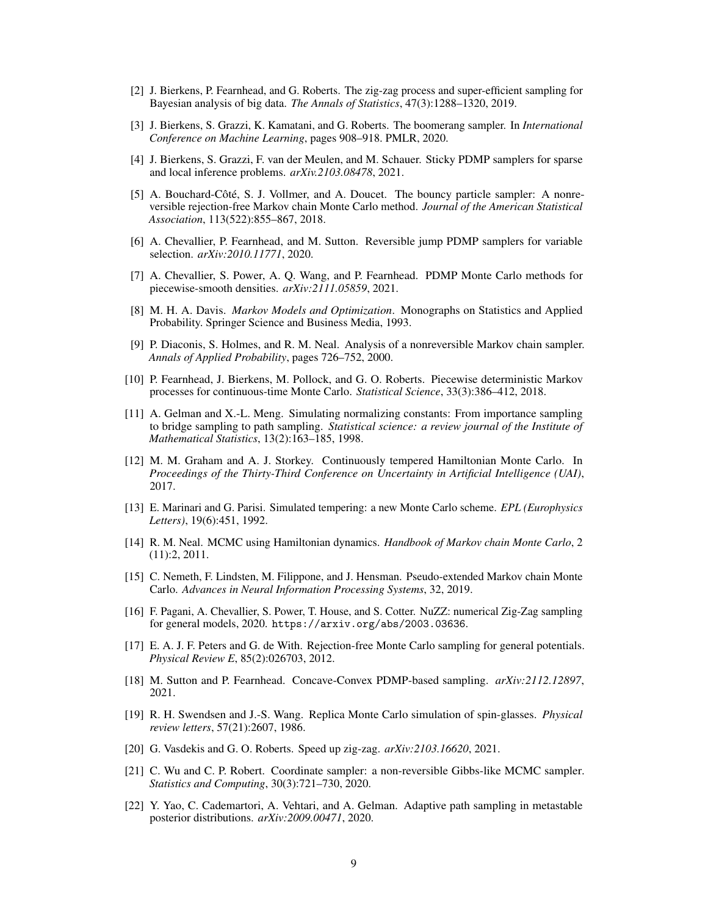[2] J. Bierkens, P. Fearnhead, and G. Roberts. The zig-zag process and super-efficient sampling for Bayesian analysis of big data. *The Annals of Statistics*, 47(3):1288–1320, 2019.

[3] J. Bierkens, S. Grazzi, K. Kamatani, and G. Roberts. The boomerang sampler. In *International Conference on Machine Learning*, pages 908–918. PMLR, 2020.

[4] J. Bierkens, S. Grazzi, F. van der Meulen, and M. Schauer. Sticky PDMP samplers for sparse and local inference problems. *arXiv.2103.08478*, 2021.

[5] A. Bouchard-Côté, S. J. Vollmer, and A. Doucet. The bouncy particle sampler: A nonreversible rejection-free Markov chain Monte Carlo method. *Journal of the American Statistical Association*, 113(522):855–867, 2018.

[6] A. Chevallier, P. Fearnhead, and M. Sutton. Reversible jump PDMP samplers for variable selection. *arXiv:2010.11771*, 2020.

[7] A. Chevallier, S. Power, A. Q. Wang, and P. Fearnhead. PDMP Monte Carlo methods for piecewise-smooth densities. *arXiv:2111.05859*, 2021.

[8] M. H. A. Davis. *Markov Models and Optimization*. Monographs on Statistics and Applied Probability. Springer Science and Business Media, 1993.

[9] P. Diaconis, S. Holmes, and R. M. Neal. Analysis of a nonreversible Markov chain sampler. *Annals of Applied Probability*, pages 726–752, 2000.

[10] P. Fearnhead, J. Bierkens, M. Pollock, and G. O. Roberts. Piecewise deterministic Markov processes for continuous-time Monte Carlo. *Statistical Science*, 33(3):386–412, 2018.

[11] A. Gelman and X.-L. Meng. Simulating normalizing constants: From importance sampling to bridge sampling to path sampling. *Statistical science: a review journal of the Institute of Mathematical Statistics*, 13(2):163–185, 1998.

[12] M. M. Graham and A. J. Storkey. Continuously tempered Hamiltonian Monte Carlo. In *Proceedings of the Thirty-Third Conference on Uncertainty in Artificial Intelligence (UAI)*, 2017.

[13] E. Marinari and G. Parisi. Simulated tempering: a new Monte Carlo scheme. *EPL (Europhysics Letters)*, 19(6):451, 1992.

[14] R. M. Neal. MCMC using Hamiltonian dynamics. *Handbook of Markov chain Monte Carlo*, 2 (11):2, 2011.

[15] C. Nemeth, F. Lindsten, M. Filippone, and J. Hensman. Pseudo-extended Markov chain Monte Carlo. *Advances in Neural Information Processing Systems*, 32, 2019.

[16] F. Pagani, A. Chevallier, S. Power, T. House, and S. Cotter. NuZZ: numerical Zig-Zag sampling for general models, 2020. https://arxiv.org/abs/2003.03636.

[17] E. A. J. F. Peters and G. de With. Rejection-free Monte Carlo sampling for general potentials. *Physical Review E*, 85(2):026703, 2012.

[18] M. Sutton and P. Fearnhead. Concave-Convex PDMP-based sampling. *arXiv:2112.12897*, 2021.

[19] R. H. Swendsen and J.-S. Wang. Replica Monte Carlo simulation of spin-glasses. *Physical review letters*, 57(21):2607, 1986.

[20] G. Vasdekis and G. O. Roberts. Speed up zig-zag. *arXiv:2103.16620*, 2021.

[21] C. Wu and C. P. Robert. Coordinate sampler: a non-reversible Gibbs-like MCMC sampler. *Statistics and Computing*, 30(3):721–730, 2020.

[22] Y. Yao, C. Cademartori, A. Vehtari, and A. Gelman. Adaptive path sampling in metastable posterior distributions. *arXiv:2009.00471*, 2020.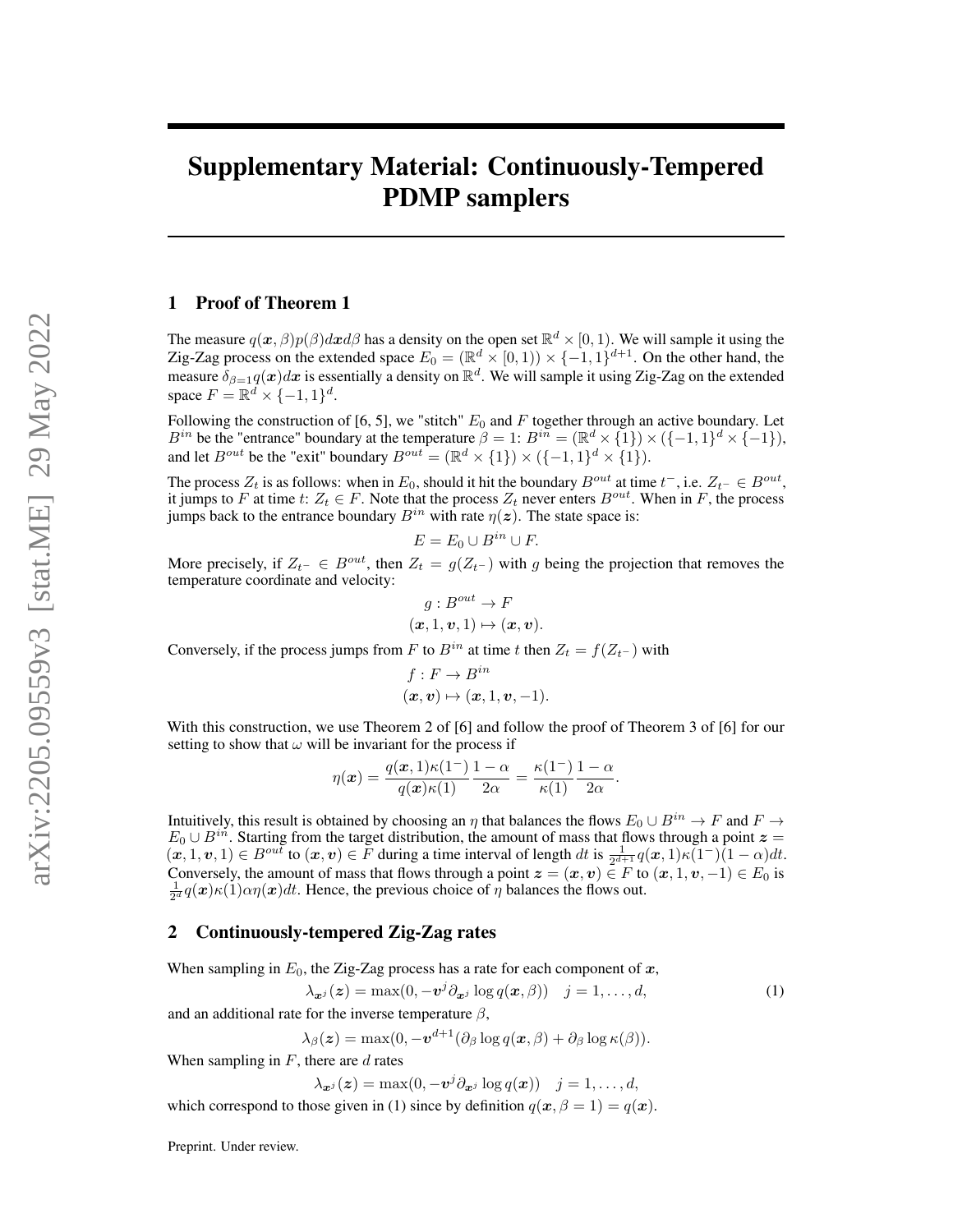# Supplementary Material: Continuously-Tempered PDMP samplers

## 1 Proof of Theorem 1

The measure $q(\boldsymbol{x}, \beta)p(\beta)d\boldsymbol{x}d\beta$ has a density on the open set $\mathbb{R}^d \times [0, 1)$. We will sample it using the Zig-Zag process on the extended space $E_0 = (\mathbb{R}^d \times [0, 1)) \times \{-1, 1\}^{d+1}$. On the other hand, the measure $\delta_{\beta=1} q(\boldsymbol{x})d\boldsymbol{x}$ is essentially a density on $\mathbb{R}^d$. We will sample it using Zig-Zag on the extended space $F = \mathbb{R}^d \times \{-1, 1\}^d$.

Following the construction of [6, 5], we "stitch" $E_0$ and $F$ together through an active boundary. Let $B^{in}$ be the "entrance" boundary at the temperature $\beta = 1$: $B^{in} = (\mathbb{R}^d \times \{1\}) \times (\{-1, 1\}^d \times \{-1\})$, and let $B^{out}$ be the "exit" boundary $B^{out} = (\mathbb{R}^d \times \{1\}) \times (\{-1, 1\}^d \times \{1\})$.

The process $Z_t$ is as follows: when in $E_0$, should it hit the boundary $B^{out}$ at time $t^-$, i.e. $Z_{t^-} \in B^{out}$, it jumps to $F$ at time $t$: $Z_t \in F$. Note that the process $Z_t$ never enters $B^{out}$. When in $F$, the process jumps back to the entrance boundary $B^{in}$ with rate $\eta(\boldsymbol{z})$. The state space is:

$$E = E_0 \cup B^{in} \cup F.$$

More precisely, if $Z_{t^-} \in B^{out}$, then $Z_t = g(Z_{t^-})$ with $g$ being the projection that removes the temperature coordinate and velocity:

$$g : B^{out} \to F$$
$$(\boldsymbol{x}, 1, \boldsymbol{v}, 1) \mapsto (\boldsymbol{x}, \boldsymbol{v}).$$

Conversely, if the process jumps from $F$ to $B^{in}$ at time $t$ then $Z_t = f(Z_{t^-})$ with

$$f : F \to B^{in}$$
$$(\boldsymbol{x}, \boldsymbol{v}) \mapsto (\boldsymbol{x}, 1, \boldsymbol{v}, -1).$$

With this construction, we use Theorem 2 of [6] and follow the proof of Theorem 3 of [6] for our setting to show that $\omega$ will be invariant for the process if

$$\eta(\boldsymbol{x}) = \frac{q(\boldsymbol{x}, 1)\kappa(1^-)}{q(\boldsymbol{x})\kappa(1)} \frac{1-\alpha}{2\alpha} = \frac{\kappa(1^-)}{\kappa(1)} \frac{1-\alpha}{2\alpha}.$$

Intuitively, this result is obtained by choosing an $\eta$ that balances the flows $E_0 \cup B^{in} \to F$ and $F \to E_0 \cup B^{in}$. Starting from the target distribution, the amount of mass that flows through a point $\boldsymbol{z} = (\boldsymbol{x}, 1, \boldsymbol{v}, 1) \in B^{out}$ to $(\boldsymbol{x}, \boldsymbol{v}) \in F$ during a time interval of length $dt$ is $\frac{1}{2^{d+1}} q(\boldsymbol{x}, 1)\kappa(1^-)(1-\alpha)dt$. Conversely, the amount of mass that flows through a point $\boldsymbol{z} = (\boldsymbol{x}, \boldsymbol{v}) \in F$ to $(\boldsymbol{x}, 1, \boldsymbol{v}, -1) \in E_0$ is $\frac{1}{2^d} q(\boldsymbol{x})\kappa(1)\alpha\eta(\boldsymbol{x})dt$. Hence, the previous choice of $\eta$ balances the flows out.

## 2 Continuously-tempered Zig-Zag rates

When sampling in $E_0$, the Zig-Zag process has a rate for each component of $\boldsymbol{x}$,

$$\lambda_{\boldsymbol{x}^j}(\boldsymbol{z}) = \max(0, -\boldsymbol{v}^j \partial_{\boldsymbol{x}^j} \log q(\boldsymbol{x}, \beta)) \quad j = 1, \ldots, d, \tag{1}$$

and an additional rate for the inverse temperature $\beta$,

$$\lambda_\beta(\boldsymbol{z}) = \max(0, -\boldsymbol{v}^{d+1}(\partial_\beta \log q(\boldsymbol{x}, \beta) + \partial_\beta \log \kappa(\beta)).$$

When sampling in $F$, there are $d$ rates

$$\lambda_{\boldsymbol{x}^j}(\boldsymbol{z}) = \max(0, -\boldsymbol{v}^j \partial_{\boldsymbol{x}^j} \log q(\boldsymbol{x})) \quad j = 1, \ldots, d,$$

which correspond to those given in (1) since by definition $q(\boldsymbol{x}, \beta = 1) = q(\boldsymbol{x})$.

Preprint. Under review.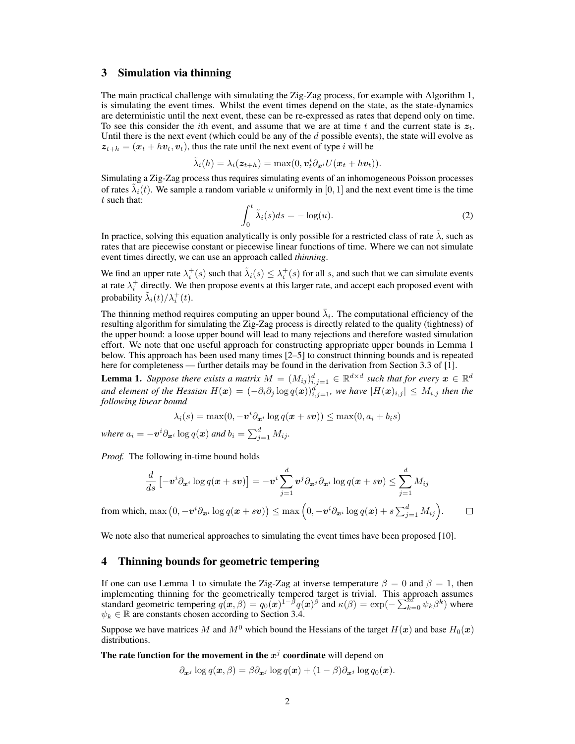## 3 Simulation via thinning

The main practical challenge with simulating the Zig-Zag process, for example with Algorithm 1, is simulating the event times. Whilst the event times depend on the state, as the state-dynamics are deterministic until the next event, these can be re-expressed as rates that depend only on time. To see this consider the $i$th event, and assume that we are at time $t$ and the current state is $\boldsymbol{z}_t$. Until there is the next event (which could be any of the $d$ possible events), the state will evolve as $\boldsymbol{z}_{t+h} = (\boldsymbol{x}_t + h\boldsymbol{v}_t, \boldsymbol{v}_t)$, thus the rate until the next event of type $i$ will be

$$\tilde{\lambda}_i(h) = \lambda_i(\boldsymbol{z}_{t+h}) = \max(0, \boldsymbol{v}_t^i \partial_{\boldsymbol{x}^i} U(\boldsymbol{x}_t + h\boldsymbol{v}_t)).$$

Simulating a Zig-Zag process thus requires simulating events of an inhomogeneous Poisson processes of rates $\tilde{\lambda}_i(t)$. We sample a random variable $u$ uniformly in $[0, 1]$ and the next event time is the time $t$ such that:

$$\int_0^t \tilde{\lambda}_i(s) ds = -\log(u). \tag{2}$$

In practice, solving this equation analytically is only possible for a restricted class of rate $\tilde{\lambda}$, such as rates that are piecewise constant or piecewise linear functions of time. Where we can not simulate event times directly, we can use an approach called *thinning*.

We find an upper rate $\lambda_i^+(s)$ such that $\tilde{\lambda}_i(s) \leq \lambda_i^+(s)$ for all $s$, and such that we can simulate events at rate $\lambda_i^+$ directly. We then propose events at this larger rate, and accept each proposed event with probability $\tilde{\lambda}_i(t)/\lambda_i^+(t)$.

The thinning method requires computing an upper bound $\bar{\lambda}_i$. The computational efficiency of the resulting algorithm for simulating the Zig-Zag process is directly related to the quality (tightness) of the upper bound: a loose upper bound will lead to many rejections and therefore wasted simulation effort. We note that one useful approach for constructing appropriate upper bounds in Lemma 1 below. This approach has been used many times [2–5] to construct thinning bounds and is repeated here for completeness — further details may be found in the derivation from Section 3.3 of [1].

**Lemma 1.** *Suppose there exists a matrix $M = (M_{ij})_{i,j=1}^d \in \mathbb{R}^{d \times d}$ such that for every $\boldsymbol{x} \in \mathbb{R}^d$ and element of the Hessian $H(\boldsymbol{x}) = (-\partial_i \partial_j \log q(\boldsymbol{x}))_{i,j=1}^d$, we have $|H(\boldsymbol{x})_{i,j}| \leq M_{i,j}$ then the following linear bound*

$$\lambda_i(s) = \max(0, -\boldsymbol{v}^i \partial_{\boldsymbol{x}^i} \log q(\boldsymbol{x} + s\boldsymbol{v})) \leq \max(0, a_i + b_i s)$$

*where $a_i = -\boldsymbol{v}^i \partial_{\boldsymbol{x}^i} \log q(\boldsymbol{x})$ and $b_i = \sum_{j=1}^d M_{ij}$.*

*Proof.* The following in-time bound holds

$$\frac{d}{ds}\left[-\boldsymbol{v}^i \partial_{\boldsymbol{x}^i} \log q(\boldsymbol{x} + s\boldsymbol{v})\right] = -\boldsymbol{v}^i \sum_{j=1}^d \boldsymbol{v}^j \partial_{\boldsymbol{x}^j} \partial_{\boldsymbol{x}^i} \log q(\boldsymbol{x} + s\boldsymbol{v}) \leq \sum_{j=1}^d M_{ij}$$

from which, $\max\left(0, -\boldsymbol{v}^i \partial_{\boldsymbol{x}^i} \log q(\boldsymbol{x} + s\boldsymbol{v})\right) \leq \max\left(0, -\boldsymbol{v}^i \partial_{\boldsymbol{x}^i} \log q(\boldsymbol{x}) + s \sum_{j=1}^d M_{ij}\right)$. □

We note also that numerical approaches to simulating the event times have been proposed [10].

## 4 Thinning bounds for geometric tempering

If one can use Lemma 1 to simulate the Zig-Zag at inverse temperature $\beta = 0$ and $\beta = 1$, then implementing thinning for the geometrically tempered target is trivial. This approach assumes standard geometric tempering $q(\boldsymbol{x}, \beta) = q_0(\boldsymbol{x})^{1-\beta} q(\boldsymbol{x})^\beta$ and $\kappa(\beta) = \exp(-\sum_{k=0}^m \psi_k \beta^k)$ where $\psi_k \in \mathbb{R}$ are constants chosen according to Section 3.4.

Suppose we have matrices $M$ and $M^0$ which bound the Hessians of the target $H(\boldsymbol{x})$ and base $H_0(\boldsymbol{x})$ distributions.

**The rate function for the movement in the $x^j$ coordinate** will depend on

$$\partial_{\boldsymbol{x}^j} \log q(\boldsymbol{x}, \beta) = \beta \partial_{\boldsymbol{x}^j} \log q(\boldsymbol{x}) + (1 - \beta) \partial_{\boldsymbol{x}^j} \log q_0(\boldsymbol{x}).$$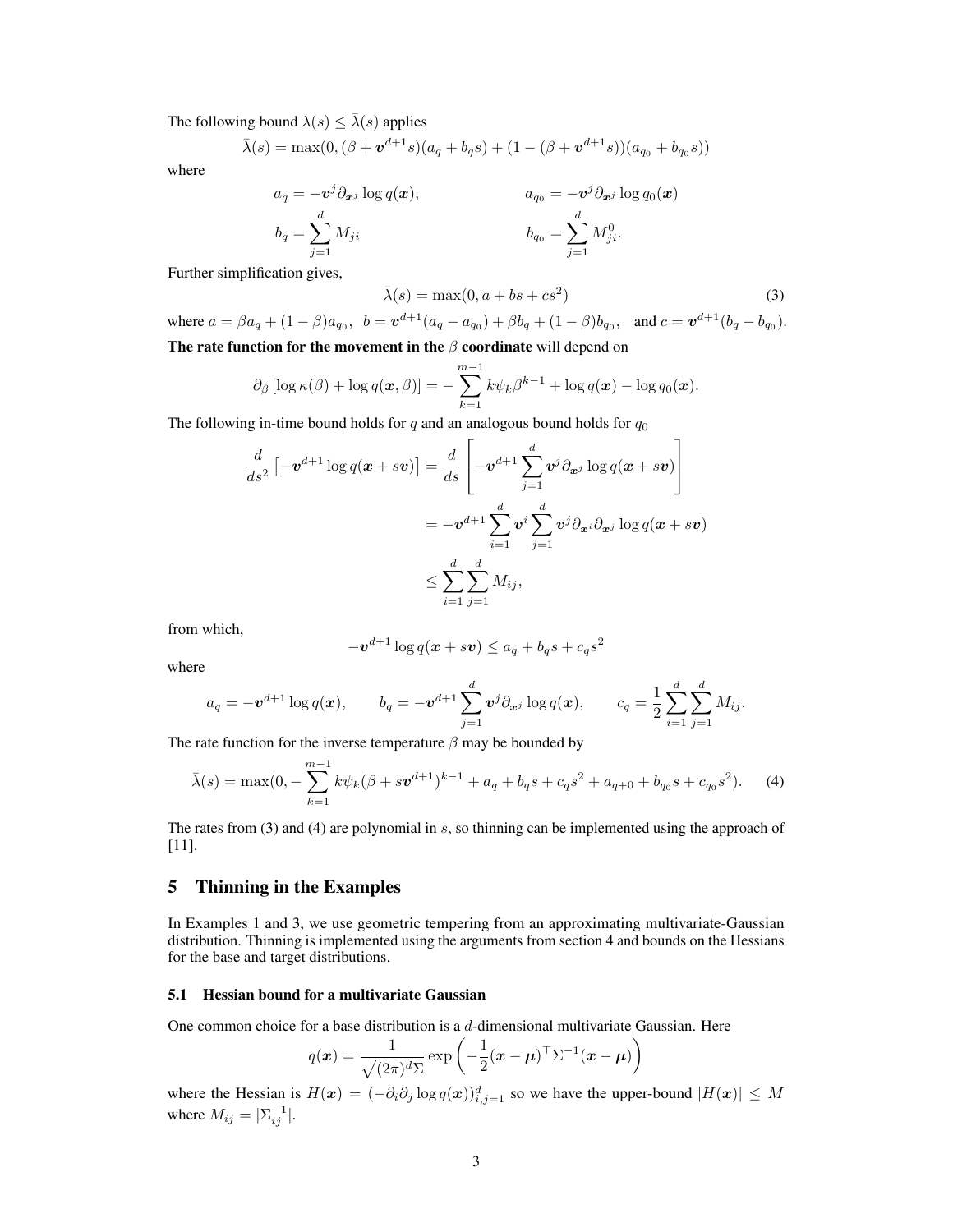The following bound $\lambda(s) \leq \bar{\lambda}(s)$ applies

$$\bar{\lambda}(s) = \max(0, (\beta + \boldsymbol{v}^{d+1}s)(a_q + b_q s) + (1 - (\beta + \boldsymbol{v}^{d+1}s))(a_{q_0} + b_{q_0} s))$$

where

$$a_q = -\boldsymbol{v}^j \partial_{\boldsymbol{x}^j} \log q(\boldsymbol{x}), \qquad a_{q_0} = -\boldsymbol{v}^j \partial_{\boldsymbol{x}^j} \log q_0(\boldsymbol{x})$$

$$b_q = \sum_{j=1}^{d} M_{ji} \qquad b_{q_0} = \sum_{j=1}^{d} M^0_{ji}.$$

Further simplification gives,

$$\bar{\lambda}(s) = \max(0, a + bs + cs^2) \tag{3}$$

where $a = \beta a_q + (1-\beta) a_{q_0}$, $b = \boldsymbol{v}^{d+1}(a_q - a_{q_0}) + \beta b_q + (1-\beta) b_{q_0}$, and $c = \boldsymbol{v}^{d+1}(b_q - b_{q_0})$.

**The rate function for the movement in the $\beta$ coordinate** will depend on

$$\partial_\beta \left[\log \kappa(\beta) + \log q(\boldsymbol{x}, \beta)\right] = -\sum_{k=1}^{m-1} k\psi_k \beta^{k-1} + \log q(\boldsymbol{x}) - \log q_0(\boldsymbol{x}).$$

The following in-time bound holds for $q$ and an analogous bound holds for $q_0$

$$\begin{aligned}
\frac{d}{ds^2}\left[-\boldsymbol{v}^{d+1} \log q(\boldsymbol{x} + s\boldsymbol{v})\right] &= \frac{d}{ds}\left[-\boldsymbol{v}^{d+1} \sum_{j=1}^{d} \boldsymbol{v}^j \partial_{\boldsymbol{x}^j} \log q(\boldsymbol{x} + s\boldsymbol{v})\right] \\
&= -\boldsymbol{v}^{d+1} \sum_{i=1}^{d} \boldsymbol{v}^i \sum_{j=1}^{d} \boldsymbol{v}^j \partial_{\boldsymbol{x}^i} \partial_{\boldsymbol{x}^j} \log q(\boldsymbol{x} + s\boldsymbol{v}) \\
&\leq \sum_{i=1}^{d} \sum_{j=1}^{d} M_{ij},
\end{aligned}$$

from which,

$$-\boldsymbol{v}^{d+1} \log q(\boldsymbol{x} + s\boldsymbol{v}) \leq a_q + b_q s + c_q s^2$$

where

$$a_q = -\boldsymbol{v}^{d+1} \log q(\boldsymbol{x}), \qquad b_q = -\boldsymbol{v}^{d+1} \sum_{j=1}^{d} \boldsymbol{v}^j \partial_{\boldsymbol{x}^j} \log q(\boldsymbol{x}), \qquad c_q = \frac{1}{2} \sum_{i=1}^{d} \sum_{j=1}^{d} M_{ij}.$$

The rate function for the inverse temperature $\beta$ may be bounded by

$$\bar{\lambda}(s) = \max(0, -\sum_{k=1}^{m-1} k\psi_k (\beta + s\boldsymbol{v}^{d+1})^{k-1} + a_q + b_q s + c_q s^2 + a_{q+0} + b_{q_0} s + c_{q_0} s^2). \tag{4}$$

The rates from (3) and (4) are polynomial in $s$, so thinning can be implemented using the approach of [11].

## 5 Thinning in the Examples

In Examples 1 and 3, we use geometric tempering from an approximating multivariate-Gaussian distribution. Thinning is implemented using the arguments from section 4 and bounds on the Hessians for the base and target distributions.

### 5.1 Hessian bound for a multivariate Gaussian

One common choice for a base distribution is a $d$-dimensional multivariate Gaussian. Here

$$q(\boldsymbol{x}) = \frac{1}{\sqrt{(2\pi)^d \Sigma}} \exp\left(-\frac{1}{2}(\boldsymbol{x} - \boldsymbol{\mu})^\top \Sigma^{-1} (\boldsymbol{x} - \boldsymbol{\mu})\right)$$

where the Hessian is $H(\boldsymbol{x}) = (-\partial_i \partial_j \log q(\boldsymbol{x}))_{i,j=1}^d$ so we have the upper-bound $|H(\boldsymbol{x})| \leq M$ where $M_{ij} = |\Sigma^{-1}_{ij}|$.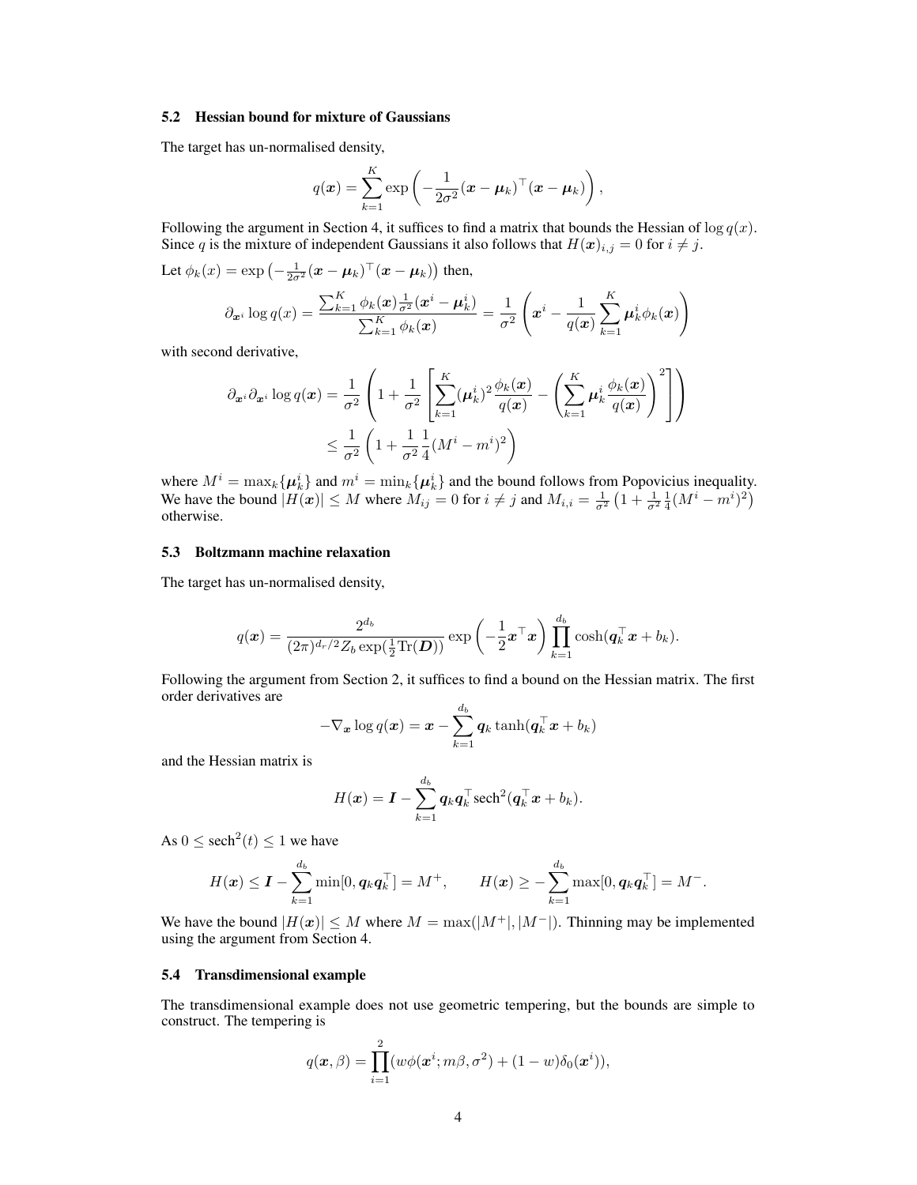### 5.2 Hessian bound for mixture of Gaussians

The target has un-normalised density,

$$q(\boldsymbol{x}) = \sum_{k=1}^{K} \exp\left(-\frac{1}{2\sigma^2}(\boldsymbol{x}-\boldsymbol{\mu}_k)^\top(\boldsymbol{x}-\boldsymbol{\mu}_k)\right),$$

Following the argument in Section 4, it suffices to find a matrix that bounds the Hessian of $\log q(x)$. Since $q$ is the mixture of independent Gaussians it also follows that $H(\boldsymbol{x})_{i,j} = 0$ for $i \neq j$.

Let $\phi_k(x) = \exp\left(-\frac{1}{2\sigma^2}(\boldsymbol{x}-\boldsymbol{\mu}_k)^\top(\boldsymbol{x}-\boldsymbol{\mu}_k)\right)$ then,

$$\partial_{\boldsymbol{x}^i} \log q(x) = \frac{\sum_{k=1}^{K} \phi_k(\boldsymbol{x}) \frac{1}{\sigma^2}(\boldsymbol{x}^i - \boldsymbol{\mu}_k^i)}{\sum_{k=1}^{K} \phi_k(\boldsymbol{x})} = \frac{1}{\sigma^2}\left(\boldsymbol{x}^i - \frac{1}{q(\boldsymbol{x})}\sum_{k=1}^{K} \boldsymbol{\mu}_k^i \phi_k(\boldsymbol{x})\right)$$

with second derivative,

$$\begin{aligned}
\partial_{\boldsymbol{x}^i}\partial_{\boldsymbol{x}^i} \log q(\boldsymbol{x}) &= \frac{1}{\sigma^2}\left(1 + \frac{1}{\sigma^2}\left[\sum_{k=1}^{K} (\boldsymbol{\mu}_k^i)^2 \frac{\phi_k(\boldsymbol{x})}{q(\boldsymbol{x})} - \left(\sum_{k=1}^{K} \boldsymbol{\mu}_k^i \frac{\phi_k(\boldsymbol{x})}{q(\boldsymbol{x})}\right)^2\right]\right) \\
&\leq \frac{1}{\sigma^2}\left(1 + \frac{1}{\sigma^2}\frac{1}{4}(M^i - m^i)^2\right)
\end{aligned}$$

where $M^i = \max_k\{\boldsymbol{\mu}_k^i\}$ and $m^i = \min_k\{\boldsymbol{\mu}_k^i\}$ and the bound follows from Popovicius inequality. We have the bound $|H(\boldsymbol{x})| \leq M$ where $M_{ij} = 0$ for $i \neq j$ and $M_{i,i} = \frac{1}{\sigma^2}\left(1 + \frac{1}{\sigma^2}\frac{1}{4}(M^i - m^i)^2\right)$ otherwise.

### 5.3 Boltzmann machine relaxation

The target has un-normalised density,

$$q(\boldsymbol{x}) = \frac{2^{d_b}}{(2\pi)^{d_r/2} Z_b \exp(\frac{1}{2}\mathrm{Tr}(\boldsymbol{D}))} \exp\left(-\frac{1}{2}\boldsymbol{x}^\top\boldsymbol{x}\right) \prod_{k=1}^{d_b} \cosh(\boldsymbol{q}_k^\top \boldsymbol{x} + b_k).$$

Following the argument from Section 2, it suffices to find a bound on the Hessian matrix. The first order derivatives are

$$-\nabla_{\boldsymbol{x}} \log q(\boldsymbol{x}) = \boldsymbol{x} - \sum_{k=1}^{d_b} \boldsymbol{q}_k \tanh(\boldsymbol{q}_k^\top \boldsymbol{x} + b_k)$$

and the Hessian matrix is

$$H(\boldsymbol{x}) = \boldsymbol{I} - \sum_{k=1}^{d_b} \boldsymbol{q}_k \boldsymbol{q}_k^\top \mathrm{sech}^2(\boldsymbol{q}_k^\top \boldsymbol{x} + b_k).$$

As $0 \leq \mathrm{sech}^2(t) \leq 1$ we have

$$H(\boldsymbol{x}) \leq \boldsymbol{I} - \sum_{k=1}^{d_b} \min[0, \boldsymbol{q}_k\boldsymbol{q}_k^\top] = M^+, \qquad H(\boldsymbol{x}) \geq -\sum_{k=1}^{d_b} \max[0, \boldsymbol{q}_k\boldsymbol{q}_k^\top] = M^-.$$

We have the bound $|H(\boldsymbol{x})| \leq M$ where $M = \max(|M^+|, |M^-|)$. Thinning may be implemented using the argument from Section 4.

### 5.4 Transdimensional example

The transdimensional example does not use geometric tempering, but the bounds are simple to construct. The tempering is

$$q(\boldsymbol{x}, \beta) = \prod_{i=1}^{2} (w\phi(\boldsymbol{x}^i; m\beta, \sigma^2) + (1-w)\delta_0(\boldsymbol{x}^i)),$$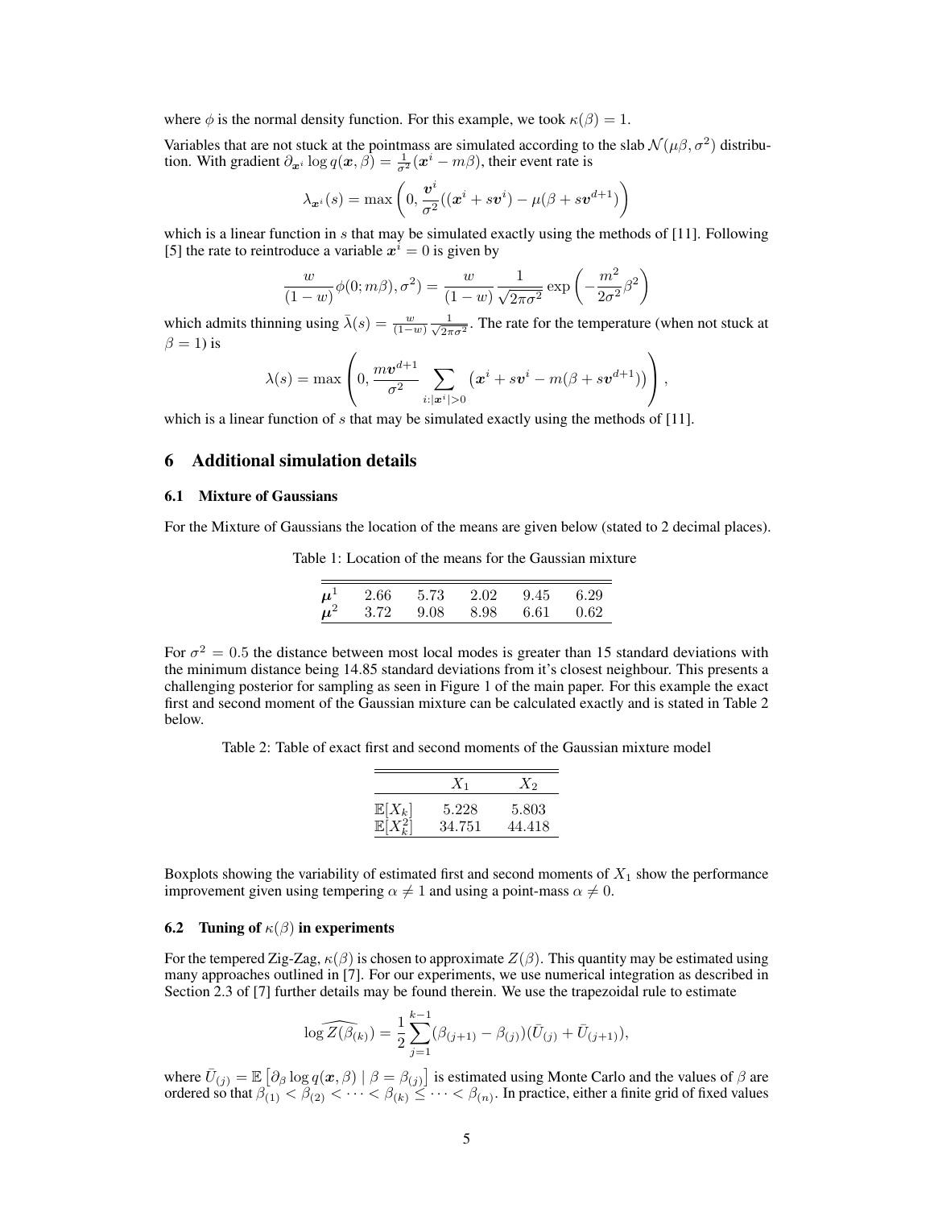where $\phi$ is the normal density function. For this example, we took $\kappa(\beta) = 1$.

Variables that are not stuck at the pointmass are simulated according to the slab $\mathcal{N}(\mu\beta, \sigma^2)$ distribution. With gradient $\partial_{\boldsymbol{x}^i} \log q(\boldsymbol{x}, \beta) = \frac{1}{\sigma^2}(\boldsymbol{x}^i - m\beta)$, their event rate is

$$\lambda_{\boldsymbol{x}^i}(s) = \max\left(0, \frac{\boldsymbol{v}^i}{\sigma^2}((\boldsymbol{x}^i + s\boldsymbol{v}^i) - \mu(\beta + s\boldsymbol{v}^{d+1})\right)$$

which is a linear function in $s$ that may be simulated exactly using the methods of [11]. Following [5] the rate to reintroduce a variable $\boldsymbol{x}^i = 0$ is given by

$$\frac{w}{(1-w)}\phi(0; m\beta), \sigma^2) = \frac{w}{(1-w)}\frac{1}{\sqrt{2\pi\sigma^2}}\exp\left(-\frac{m^2}{2\sigma^2}\beta^2\right)$$

which admits thinning using $\bar{\lambda}(s) = \frac{w}{(1-w)}\frac{1}{\sqrt{2\pi\sigma^2}}$. The rate for the temperature (when not stuck at $\beta = 1$) is

$$\lambda(s) = \max\left(0, \frac{m\boldsymbol{v}^{d+1}}{\sigma^2}\sum_{i:|\boldsymbol{x}^i|>0}\left(\boldsymbol{x}^i + s\boldsymbol{v}^i - m(\beta + s\boldsymbol{v}^{d+1})\right)\right),$$

which is a linear function of $s$ that may be simulated exactly using the methods of [11].

## 6 Additional simulation details

### 6.1 Mixture of Gaussians

For the Mixture of Gaussians the location of the means are given below (stated to 2 decimal places).

Table 1: Location of the means for the Gaussian mixture

| | | | | | |
|---|---|---|---|---|---|
| $\boldsymbol{\mu}^1$ | 2.66 | 5.73 | 2.02 | 9.45 | 6.29 |
| $\boldsymbol{\mu}^2$ | 3.72 | 9.08 | 8.98 | 6.61 | 0.62 |

For $\sigma^2 = 0.5$ the distance between most local modes is greater than 15 standard deviations with the minimum distance being 14.85 standard deviations from it's closest neighbour. This presents a challenging posterior for sampling as seen in Figure 1 of the main paper. For this example the exact first and second moment of the Gaussian mixture can be calculated exactly and is stated in Table 2 below.

Table 2: Table of exact first and second moments of the Gaussian mixture model

| | $X_1$ | $X_2$ |
|---|---|---|
| $\mathbb{E}[X_k]$ | 5.228 | 5.803 |
| $\mathbb{E}[X_k^2]$ | 34.751 | 44.418 |

Boxplots showing the variability of estimated first and second moments of $X_1$ show the performance improvement given using tempering $\alpha \neq 1$ and using a point-mass $\alpha \neq 0$.

### 6.2 Tuning of $\kappa(\beta)$ in experiments

For the tempered Zig-Zag, $\kappa(\beta)$ is chosen to approximate $Z(\beta)$. This quantity may be estimated using many approaches outlined in [7]. For our experiments, we use numerical integration as described in Section 2.3 of [7] further details may be found therein. We use the trapezoidal rule to estimate

$$\log \widehat{Z(\beta_{(k)})} = \frac{1}{2}\sum_{j=1}^{k-1}(\beta_{(j+1)} - \beta_{(j)})(\bar{U}_{(j)} + \bar{U}_{(j+1)}),$$

where $\bar{U}_{(j)} = \mathbb{E}\left[\partial_\beta \log q(\boldsymbol{x}, \beta) \mid \beta = \beta_{(j)}\right]$ is estimated using Monte Carlo and the values of $\beta$ are ordered so that $\beta_{(1)} < \beta_{(2)} < \cdots < \beta_{(k)} \leq \cdots < \beta_{(n)}$. In practice, either a finite grid of fixed values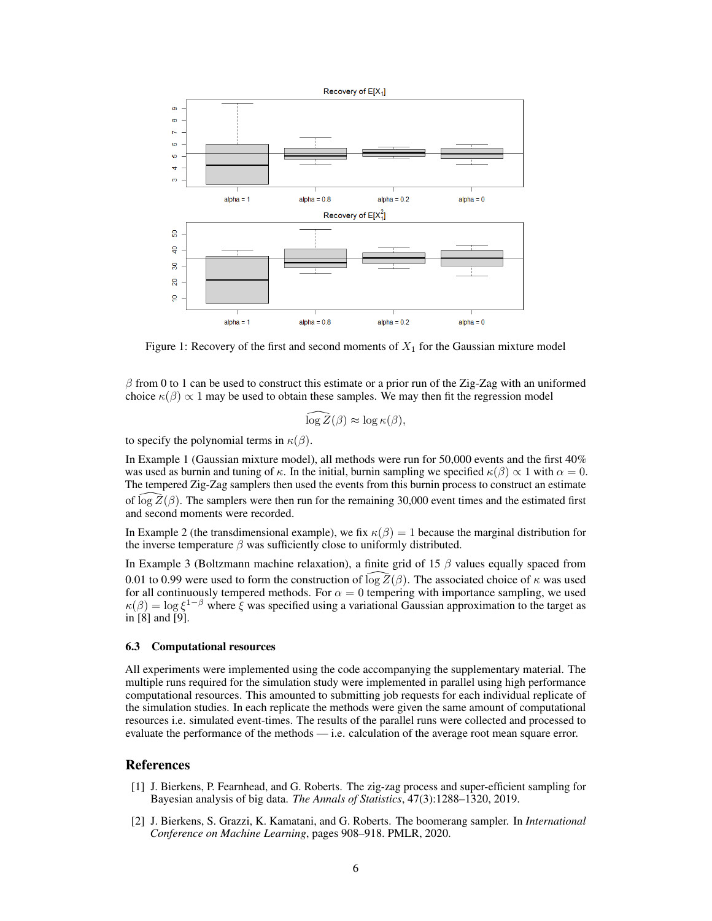Recovery of E[$X_1$]

9
8
7
6
5
4
3

alpha = 1
alpha = 0.8
alpha = 0.2
alpha = 0

Recovery of E[$X_1^2$]

50
40
30
20
10

alpha = 1
alpha = 0.8
alpha = 0.2
alpha = 0

Figure 1: Recovery of the first and second moments of $X_1$ for the Gaussian mixture model

$\beta$ from 0 to 1 can be used to construct this estimate or a prior run of the Zig-Zag with an uniformed choice $\kappa(\beta) \propto 1$ may be used to obtain these samples. We may then fit the regression model

$$\widehat{\log Z}(\beta) \approx \log \kappa(\beta),$$

to specify the polynomial terms in $\kappa(\beta)$.

In Example 1 (Gaussian mixture model), all methods were run for 50,000 events and the first 40% was used as burnin and tuning of $\kappa$. In the initial, burnin sampling we specified $\kappa(\beta) \propto 1$ with $\alpha = 0$. The tempered Zig-Zag samplers then used the events from this burnin process to construct an estimate of $\widehat{\log Z}(\beta)$. The samplers were then run for the remaining 30,000 event times and the estimated first and second moments were recorded.

In Example 2 (the transdimensional example), we fix $\kappa(\beta) = 1$ because the marginal distribution for the inverse temperature $\beta$ was sufficiently close to uniformly distributed.

In Example 3 (Boltzmann machine relaxation), a finite grid of 15 $\beta$ values equally spaced from 0.01 to 0.99 were used to form the construction of $\widehat{\log Z}(\beta)$. The associated choice of $\kappa$ was used for all continuously tempered methods. For $\alpha = 0$ tempering with importance sampling, we used $\kappa(\beta) = \log \xi^{1-\beta}$ where $\xi$ was specified using a variational Gaussian approximation to the target as in [8] and [9].

### 6.3 Computational resources

All experiments were implemented using the code accompanying the supplementary material. The multiple runs required for the simulation study were implemented in parallel using high performance computational resources. This amounted to submitting job requests for each individual replicate of the simulation studies. In each replicate the methods were given the same amount of computational resources i.e. simulated event-times. The results of the parallel runs were collected and processed to evaluate the performance of the methods — i.e. calculation of the average root mean square error.

## References

[1] J. Bierkens, P. Fearnhead, and G. Roberts. The zig-zag process and super-efficient sampling for Bayesian analysis of big data. *The Annals of Statistics*, 47(3):1288–1320, 2019.

[2] J. Bierkens, S. Grazzi, K. Kamatani, and G. Roberts. The boomerang sampler. In *International Conference on Machine Learning*, pages 908–918. PMLR, 2020.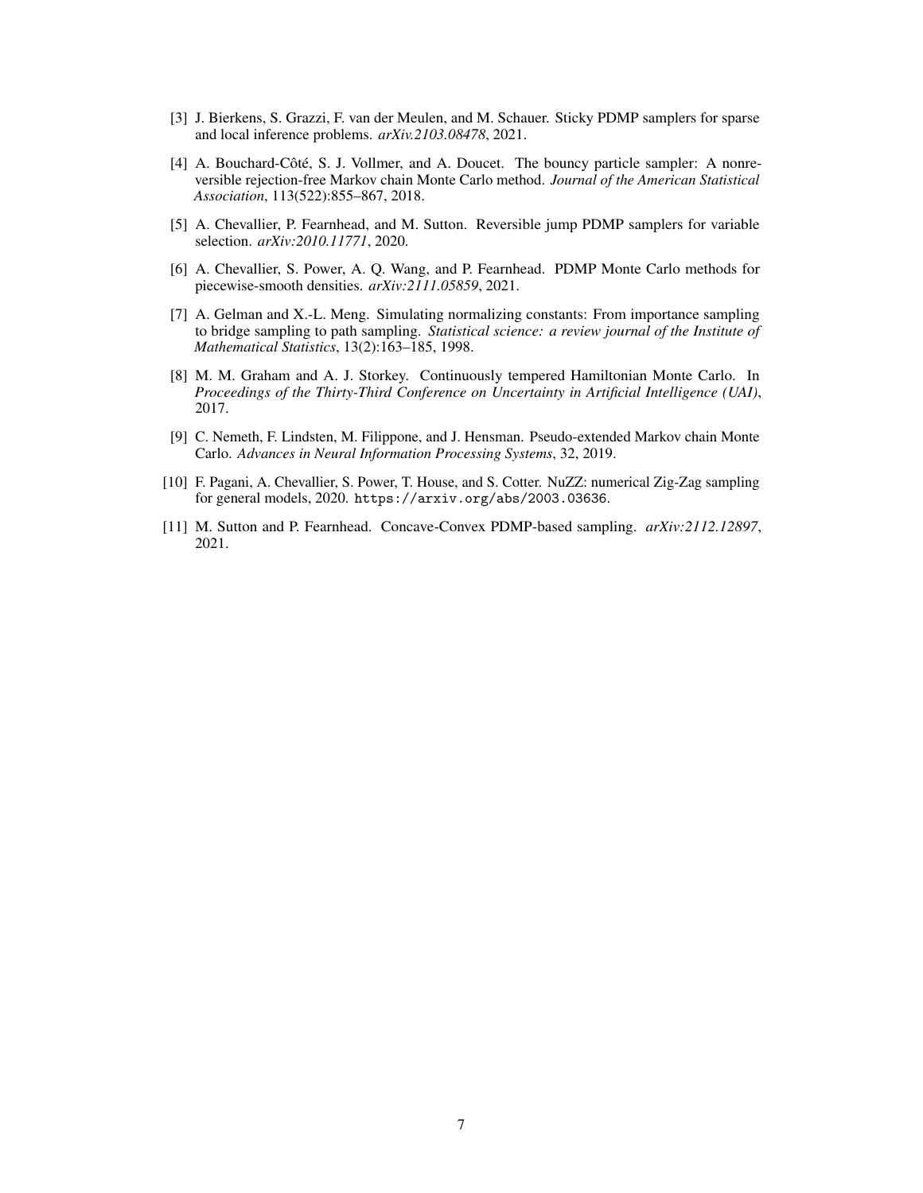[3] J. Bierkens, S. Grazzi, F. van der Meulen, and M. Schauer. Sticky PDMP samplers for sparse and local inference problems. *arXiv.2103.08478*, 2021.

[4] A. Bouchard-Côté, S. J. Vollmer, and A. Doucet. The bouncy particle sampler: A nonreversible rejection-free Markov chain Monte Carlo method. *Journal of the American Statistical Association*, 113(522):855–867, 2018.

[5] A. Chevallier, P. Fearnhead, and M. Sutton. Reversible jump PDMP samplers for variable selection. *arXiv:2010.11771*, 2020.

[6] A. Chevallier, S. Power, A. Q. Wang, and P. Fearnhead. PDMP Monte Carlo methods for piecewise-smooth densities. *arXiv:2111.05859*, 2021.

[7] A. Gelman and X.-L. Meng. Simulating normalizing constants: From importance sampling to bridge sampling to path sampling. *Statistical science: a review journal of the Institute of Mathematical Statistics*, 13(2):163–185, 1998.

[8] M. M. Graham and A. J. Storkey. Continuously tempered Hamiltonian Monte Carlo. In *Proceedings of the Thirty-Third Conference on Uncertainty in Artificial Intelligence (UAI)*, 2017.

[9] C. Nemeth, F. Lindsten, M. Filippone, and J. Hensman. Pseudo-extended Markov chain Monte Carlo. *Advances in Neural Information Processing Systems*, 32, 2019.

[10] F. Pagani, A. Chevallier, S. Power, T. House, and S. Cotter. NuZZ: numerical Zig-Zag sampling for general models, 2020. `https://arxiv.org/abs/2003.03636`.

[11] M. Sutton and P. Fearnhead. Concave-Convex PDMP-based sampling. *arXiv:2112.12897*, 2021.